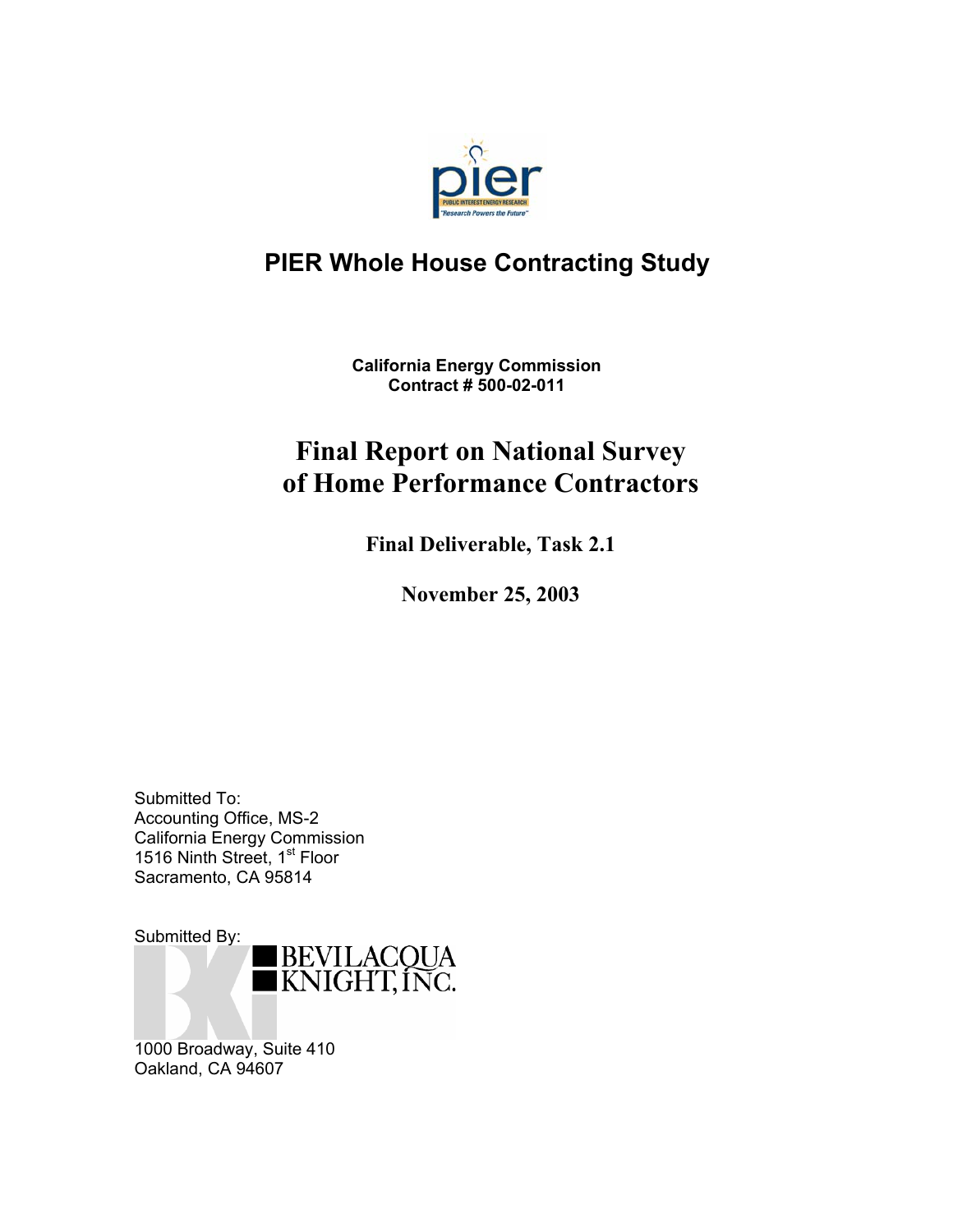# PIER Whole House Contracting Study

**California Energy Commission**
**Contract # 500-02-011**

## Final Report on National Survey of Home Performance Contractors

**Final Deliverable, Task 2.1**

**November 25, 2003**

Submitted To:
Accounting Office, MS-2
California Energy Commission
1516 Ninth Street, 1st Floor
Sacramento, CA 95814

Submitted By:
BEVILACQUA KNIGHT, INC.
1000 Broadway, Suite 410
Oakland, CA 94607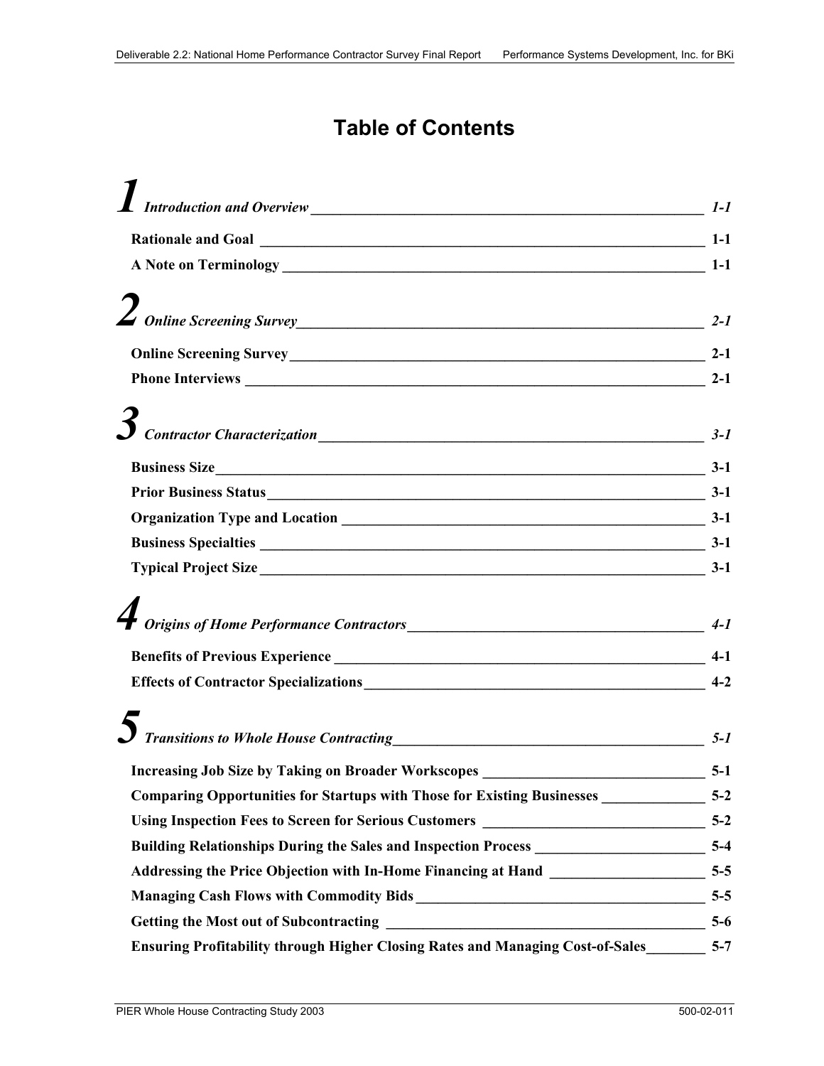# Table of Contents

**1** *Introduction and Overview* — *1-1*

- **Rationale and Goal** — 1-1
- **A Note on Terminology** — 1-1

**2** *Online Screening Survey* — *2-1*

- **Online Screening Survey** — 2-1
- **Phone Interviews** — 2-1

**3** *Contractor Characterization* — *3-1*

- **Business Size** — 3-1
- **Prior Business Status** — 3-1
- **Organization Type and Location** — 3-1
- **Business Specialties** — 3-1
- **Typical Project Size** — 3-1

**4** *Origins of Home Performance Contractors* — *4-1*

- **Benefits of Previous Experience** — 4-1
- **Effects of Contractor Specializations** — 4-2

**5** *Transitions to Whole House Contracting* — *5-1*

- **Increasing Job Size by Taking on Broader Workscopes** — 5-1
- **Comparing Opportunities for Startups with Those for Existing Businesses** — 5-2
- **Using Inspection Fees to Screen for Serious Customers** — 5-2
- **Building Relationships During the Sales and Inspection Process** — 5-4
- **Addressing the Price Objection with In-Home Financing at Hand** — 5-5
- **Managing Cash Flows with Commodity Bids** — 5-5
- **Getting the Most out of Subcontracting** — 5-6
- **Ensuring Profitability through Higher Closing Rates and Managing Cost-of-Sales** — 5-7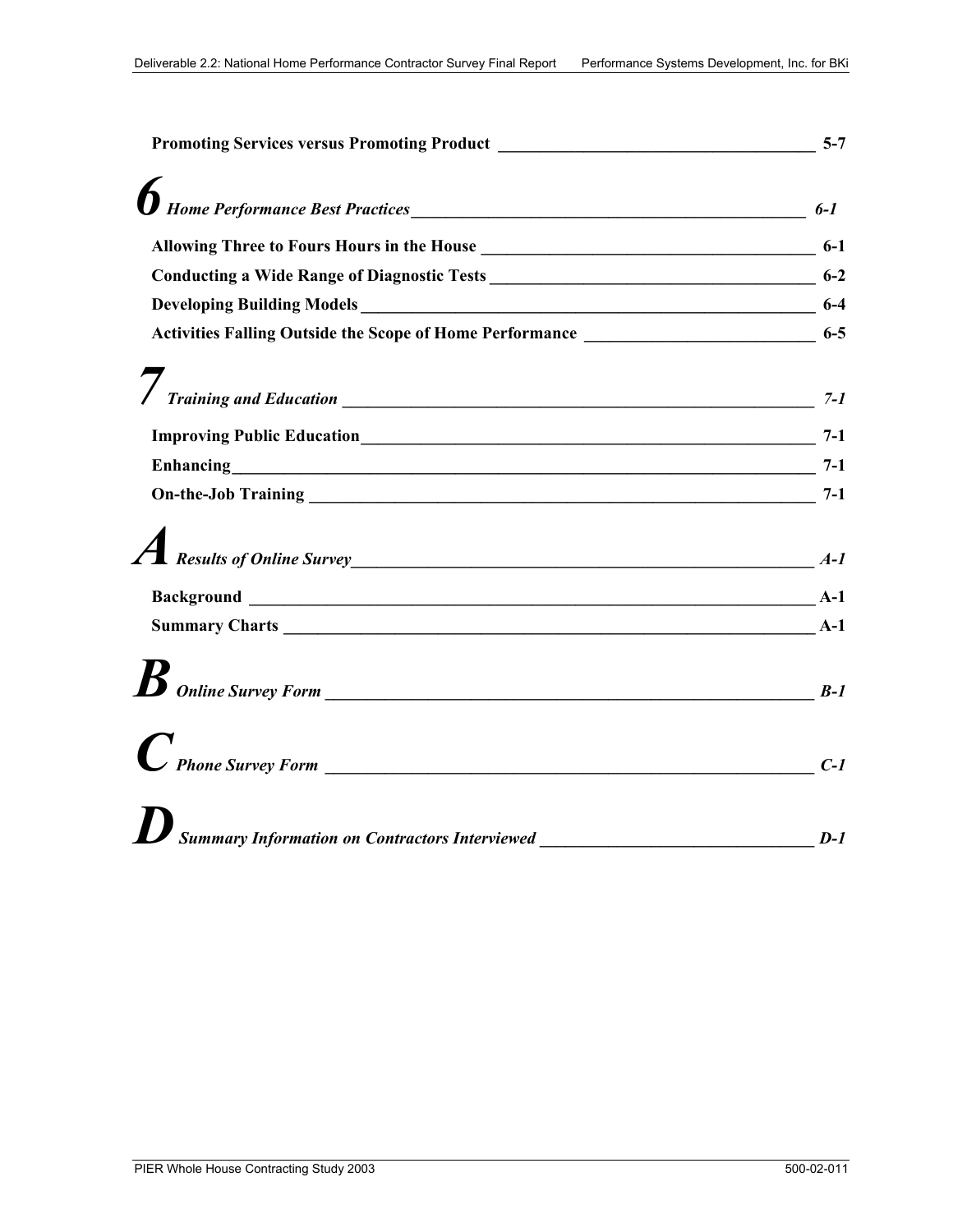**Promoting Services versus Promoting Product** 5-7

# *6 Home Performance Best Practices* 6-1

**Allowing Three to Fours Hours in the House** 6-1

**Conducting a Wide Range of Diagnostic Tests** 6-2

**Developing Building Models** 6-4

**Activities Falling Outside the Scope of Home Performance** 6-5

# *7 Training and Education* 7-1

**Improving Public Education** 7-1

**Enhancing** 7-1

**On-the-Job Training** 7-1

# *A Results of Online Survey* A-1

**Background** A-1

**Summary Charts** A-1

# *B Online Survey Form* B-1

# *C Phone Survey Form* C-1

# *D Summary Information on Contractors Interviewed* D-1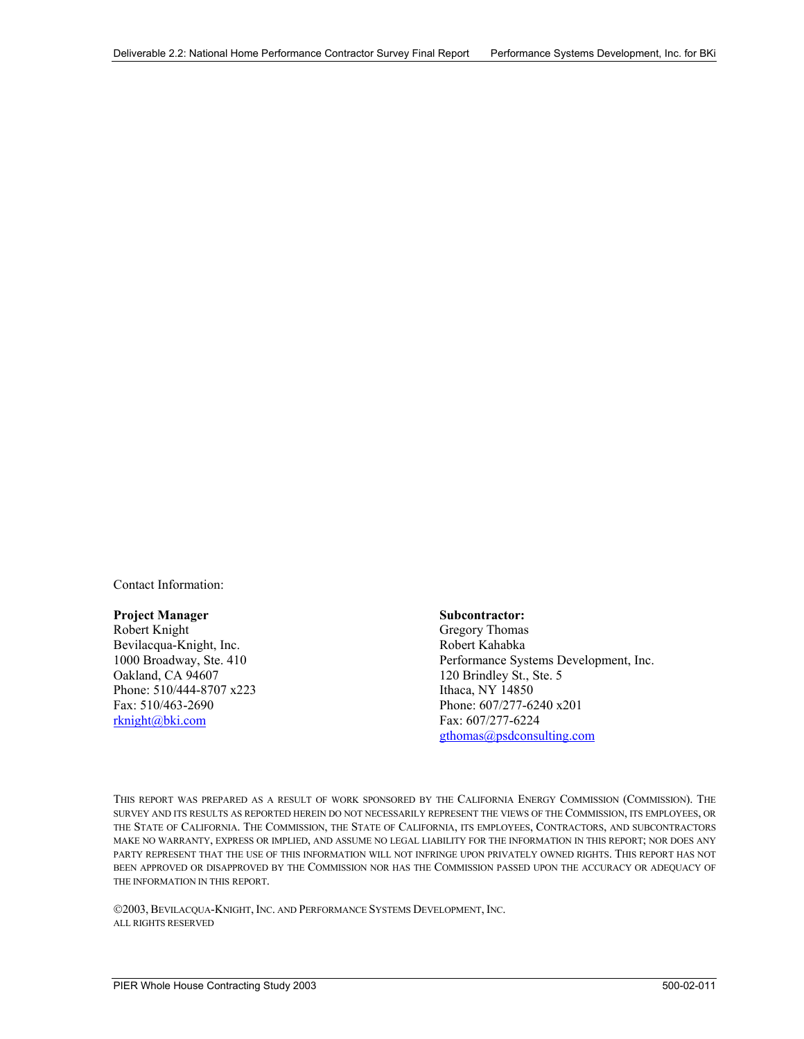Contact Information:

**Project Manager**
Robert Knight
Bevilacqua-Knight, Inc.
1000 Broadway, Ste. 410
Oakland, CA 94607
Phone: 510/444-8707 x223
Fax: 510/463-2690
rknight@bki.com

**Subcontractor:**
Gregory Thomas
Robert Kahabka
Performance Systems Development, Inc.
120 Brindley St., Ste. 5
Ithaca, NY 14850
Phone: 607/277-6240 x201
Fax: 607/277-6224
gthomas@psdconsulting.com

THIS REPORT WAS PREPARED AS A RESULT OF WORK SPONSORED BY THE CALIFORNIA ENERGY COMMISSION (COMMISSION). THE SURVEY AND ITS RESULTS AS REPORTED HEREIN DO NOT NECESSARILY REPRESENT THE VIEWS OF THE COMMISSION, ITS EMPLOYEES, OR THE STATE OF CALIFORNIA. THE COMMISSION, THE STATE OF CALIFORNIA, ITS EMPLOYEES, CONTRACTORS, AND SUBCONTRACTORS MAKE NO WARRANTY, EXPRESS OR IMPLIED, AND ASSUME NO LEGAL LIABILITY FOR THE INFORMATION IN THIS REPORT; NOR DOES ANY PARTY REPRESENT THAT THE USE OF THIS INFORMATION WILL NOT INFRINGE UPON PRIVATELY OWNED RIGHTS. THIS REPORT HAS NOT BEEN APPROVED OR DISAPPROVED BY THE COMMISSION NOR HAS THE COMMISSION PASSED UPON THE ACCURACY OR ADEQUACY OF THE INFORMATION IN THIS REPORT.

©2003, BEVILACQUA-KNIGHT, INC. AND PERFORMANCE SYSTEMS DEVELOPMENT, INC.
ALL RIGHTS RESERVED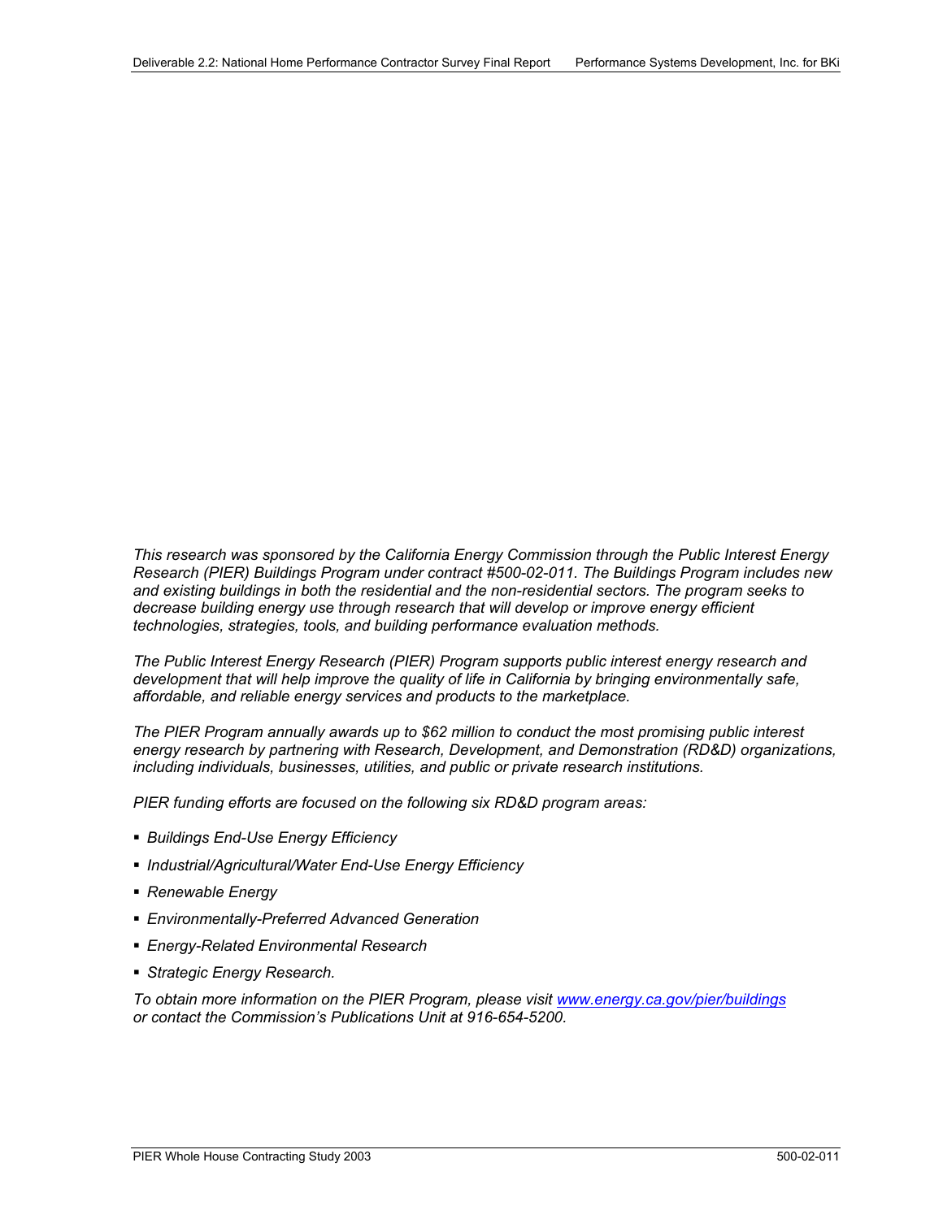*This research was sponsored by the California Energy Commission through the Public Interest Energy Research (PIER) Buildings Program under contract #500-02-011. The Buildings Program includes new and existing buildings in both the residential and the non-residential sectors. The program seeks to decrease building energy use through research that will develop or improve energy efficient technologies, strategies, tools, and building performance evaluation methods.*

*The Public Interest Energy Research (PIER) Program supports public interest energy research and development that will help improve the quality of life in California by bringing environmentally safe, affordable, and reliable energy services and products to the marketplace.*

*The PIER Program annually awards up to $62 million to conduct the most promising public interest energy research by partnering with Research, Development, and Demonstration (RD&D) organizations, including individuals, businesses, utilities, and public or private research institutions.*

*PIER funding efforts are focused on the following six RD&D program areas:*

- *Buildings End-Use Energy Efficiency*
- *Industrial/Agricultural/Water End-Use Energy Efficiency*
- *Renewable Energy*
- *Environmentally-Preferred Advanced Generation*
- *Energy-Related Environmental Research*
- *Strategic Energy Research.*

*To obtain more information on the PIER Program, please visit [www.energy.ca.gov/pier/buildings](www.energy.ca.gov/pier/buildings) or contact the Commission's Publications Unit at 916-654-5200.*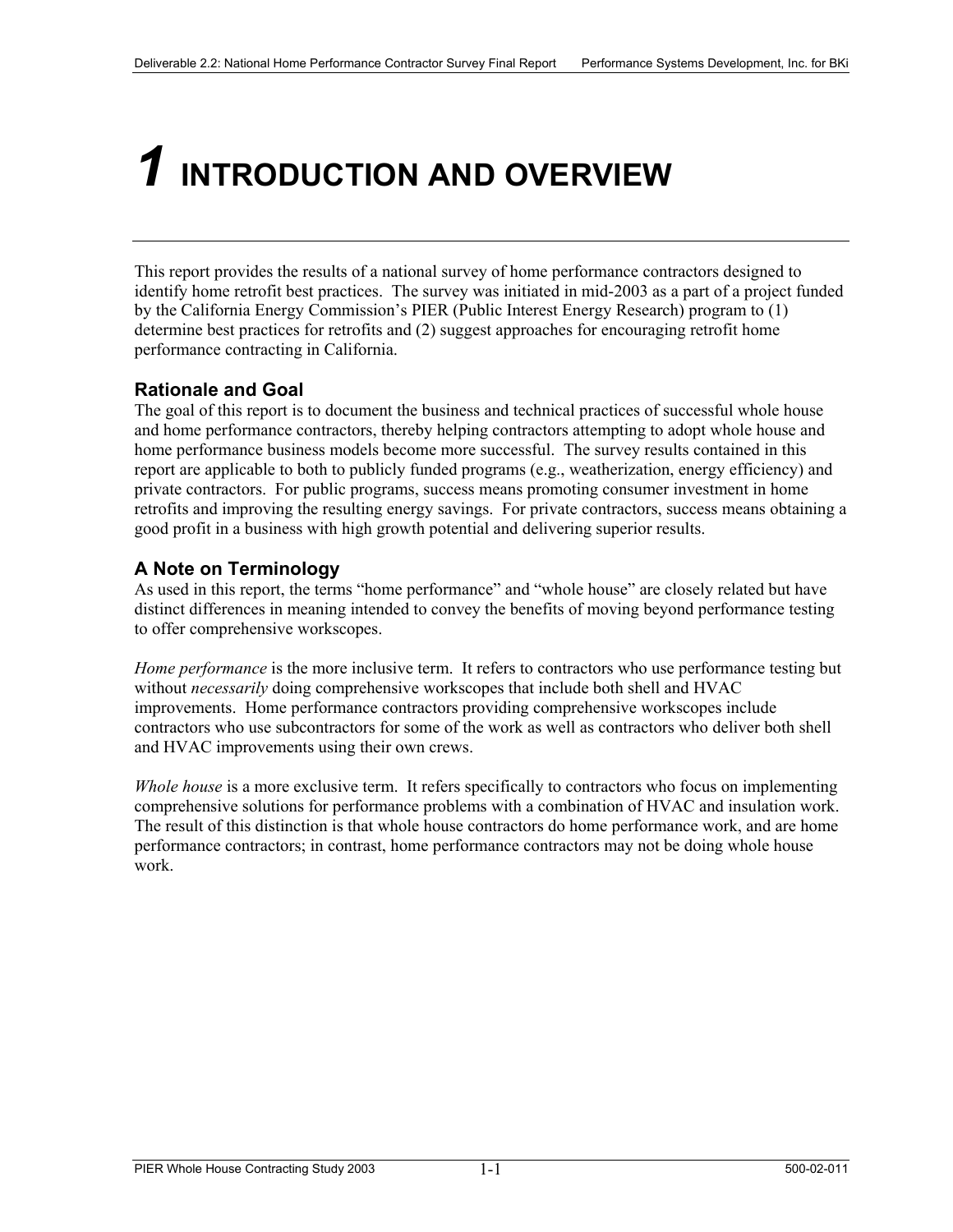# 1 INTRODUCTION AND OVERVIEW

This report provides the results of a national survey of home performance contractors designed to identify home retrofit best practices. The survey was initiated in mid-2003 as a part of a project funded by the California Energy Commission's PIER (Public Interest Energy Research) program to (1) determine best practices for retrofits and (2) suggest approaches for encouraging retrofit home performance contracting in California.

## Rationale and Goal

The goal of this report is to document the business and technical practices of successful whole house and home performance contractors, thereby helping contractors attempting to adopt whole house and home performance business models become more successful. The survey results contained in this report are applicable to both to publicly funded programs (e.g., weatherization, energy efficiency) and private contractors. For public programs, success means promoting consumer investment in home retrofits and improving the resulting energy savings. For private contractors, success means obtaining a good profit in a business with high growth potential and delivering superior results.

## A Note on Terminology

As used in this report, the terms "home performance" and "whole house" are closely related but have distinct differences in meaning intended to convey the benefits of moving beyond performance testing to offer comprehensive workscopes.

*Home performance* is the more inclusive term. It refers to contractors who use performance testing but without *necessarily* doing comprehensive workscopes that include both shell and HVAC improvements. Home performance contractors providing comprehensive workscopes include contractors who use subcontractors for some of the work as well as contractors who deliver both shell and HVAC improvements using their own crews.

*Whole house* is a more exclusive term. It refers specifically to contractors who focus on implementing comprehensive solutions for performance problems with a combination of HVAC and insulation work. The result of this distinction is that whole house contractors do home performance work, and are home performance contractors; in contrast, home performance contractors may not be doing whole house work.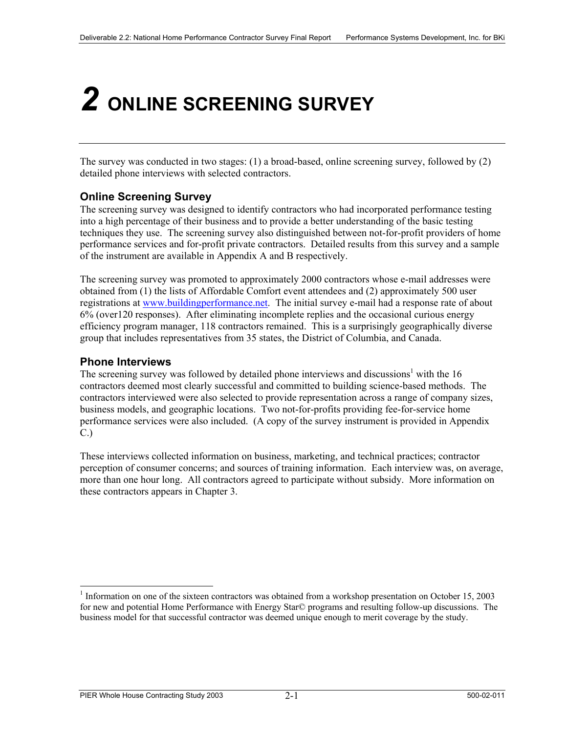# 2 ONLINE SCREENING SURVEY

The survey was conducted in two stages: (1) a broad-based, online screening survey, followed by (2) detailed phone interviews with selected contractors.

## Online Screening Survey

The screening survey was designed to identify contractors who had incorporated performance testing into a high percentage of their business and to provide a better understanding of the basic testing techniques they use. The screening survey also distinguished between not-for-profit providers of home performance services and for-profit private contractors. Detailed results from this survey and a sample of the instrument are available in Appendix A and B respectively.

The screening survey was promoted to approximately 2000 contractors whose e-mail addresses were obtained from (1) the lists of Affordable Comfort event attendees and (2) approximately 500 user registrations at www.buildingperformance.net. The initial survey e-mail had a response rate of about 6% (over120 responses). After eliminating incomplete replies and the occasional curious energy efficiency program manager, 118 contractors remained. This is a surprisingly geographically diverse group that includes representatives from 35 states, the District of Columbia, and Canada.

## Phone Interviews

The screening survey was followed by detailed phone interviews and discussions[1] with the 16 contractors deemed most clearly successful and committed to building science-based methods. The contractors interviewed were also selected to provide representation across a range of company sizes, business models, and geographic locations. Two not-for-profits providing fee-for-service home performance services were also included. (A copy of the survey instrument is provided in Appendix C.)

These interviews collected information on business, marketing, and technical practices; contractor perception of consumer concerns; and sources of training information. Each interview was, on average, more than one hour long. All contractors agreed to participate without subsidy. More information on these contractors appears in Chapter 3.

[1] Information on one of the sixteen contractors was obtained from a workshop presentation on October 15, 2003 for new and potential Home Performance with Energy Star© programs and resulting follow-up discussions. The business model for that successful contractor was deemed unique enough to merit coverage by the study.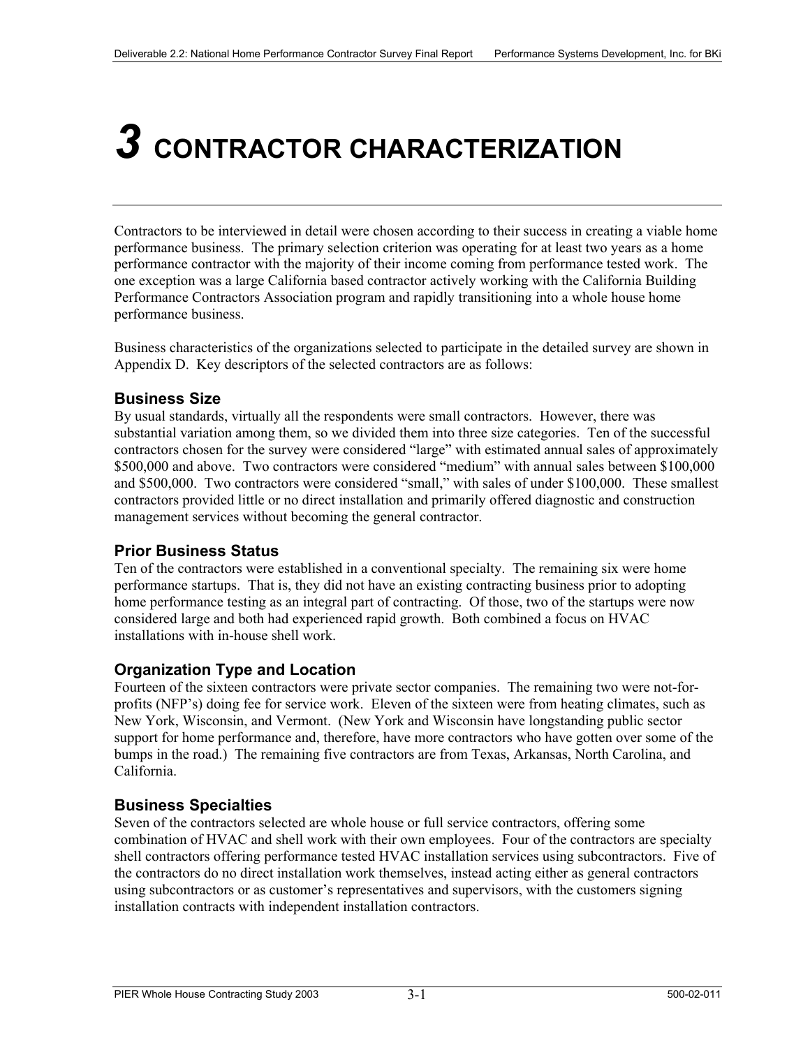# 3 CONTRACTOR CHARACTERIZATION

Contractors to be interviewed in detail were chosen according to their success in creating a viable home performance business. The primary selection criterion was operating for at least two years as a home performance contractor with the majority of their income coming from performance tested work. The one exception was a large California based contractor actively working with the California Building Performance Contractors Association program and rapidly transitioning into a whole house home performance business.

Business characteristics of the organizations selected to participate in the detailed survey are shown in Appendix D. Key descriptors of the selected contractors are as follows:

### Business Size

By usual standards, virtually all the respondents were small contractors. However, there was substantial variation among them, so we divided them into three size categories. Ten of the successful contractors chosen for the survey were considered "large" with estimated annual sales of approximately $500,000 and above. Two contractors were considered "medium" with annual sales between $100,000 and $500,000. Two contractors were considered "small," with sales of under $100,000. These smallest contractors provided little or no direct installation and primarily offered diagnostic and construction management services without becoming the general contractor.

### Prior Business Status

Ten of the contractors were established in a conventional specialty. The remaining six were home performance startups. That is, they did not have an existing contracting business prior to adopting home performance testing as an integral part of contracting. Of those, two of the startups were now considered large and both had experienced rapid growth. Both combined a focus on HVAC installations with in-house shell work.

### Organization Type and Location

Fourteen of the sixteen contractors were private sector companies. The remaining two were not-for-profits (NFP's) doing fee for service work. Eleven of the sixteen were from heating climates, such as New York, Wisconsin, and Vermont. (New York and Wisconsin have longstanding public sector support for home performance and, therefore, have more contractors who have gotten over some of the bumps in the road.) The remaining five contractors are from Texas, Arkansas, North Carolina, and California.

### Business Specialties

Seven of the contractors selected are whole house or full service contractors, offering some combination of HVAC and shell work with their own employees. Four of the contractors are specialty shell contractors offering performance tested HVAC installation services using subcontractors. Five of the contractors do no direct installation work themselves, instead acting either as general contractors using subcontractors or as customer's representatives and supervisors, with the customers signing installation contracts with independent installation contractors.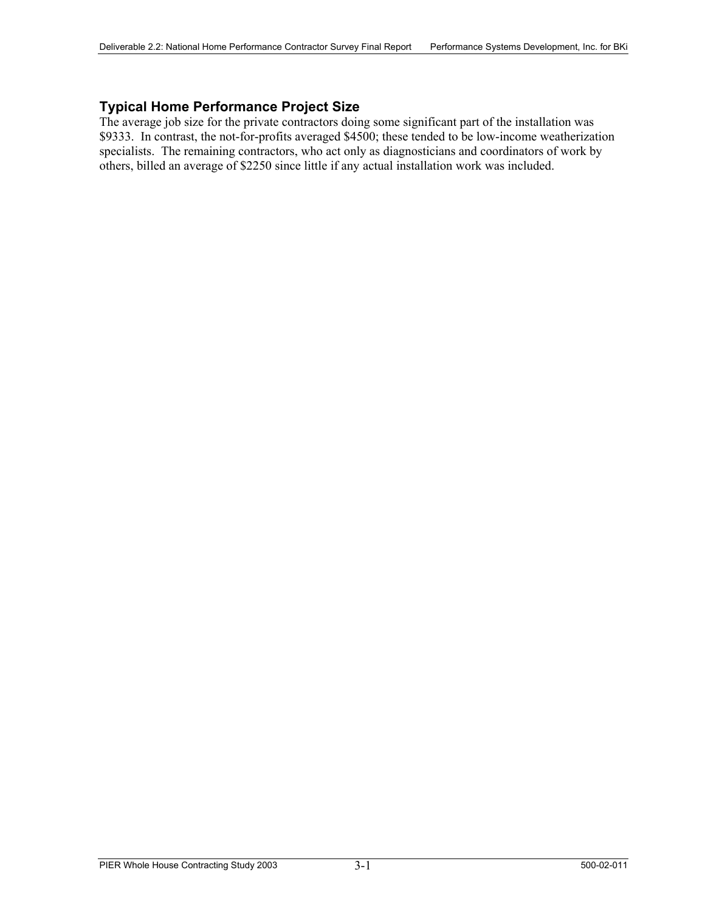### Typical Home Performance Project Size

The average job size for the private contractors doing some significant part of the installation was $9333. In contrast, the not-for-profits averaged $4500; these tended to be low-income weatherization specialists. The remaining contractors, who act only as diagnosticians and coordinators of work by others, billed an average of $2250 since little if any actual installation work was included.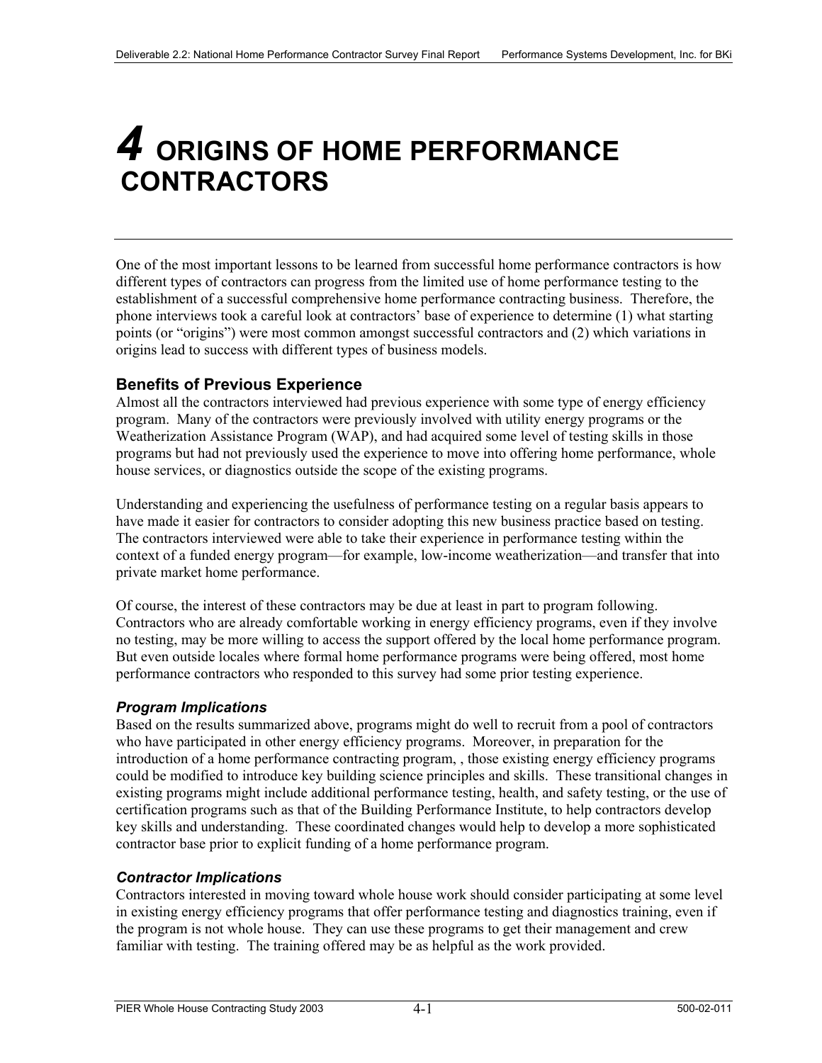# 4 ORIGINS OF HOME PERFORMANCE CONTRACTORS

One of the most important lessons to be learned from successful home performance contractors is how different types of contractors can progress from the limited use of home performance testing to the establishment of a successful comprehensive home performance contracting business. Therefore, the phone interviews took a careful look at contractors' base of experience to determine (1) what starting points (or "origins") were most common amongst successful contractors and (2) which variations in origins lead to success with different types of business models.

## Benefits of Previous Experience

Almost all the contractors interviewed had previous experience with some type of energy efficiency program. Many of the contractors were previously involved with utility energy programs or the Weatherization Assistance Program (WAP), and had acquired some level of testing skills in those programs but had not previously used the experience to move into offering home performance, whole house services, or diagnostics outside the scope of the existing programs.

Understanding and experiencing the usefulness of performance testing on a regular basis appears to have made it easier for contractors to consider adopting this new business practice based on testing. The contractors interviewed were able to take their experience in performance testing within the context of a funded energy program—for example, low-income weatherization—and transfer that into private market home performance.

Of course, the interest of these contractors may be due at least in part to program following. Contractors who are already comfortable working in energy efficiency programs, even if they involve no testing, may be more willing to access the support offered by the local home performance program. But even outside locales where formal home performance programs were being offered, most home performance contractors who responded to this survey had some prior testing experience.

### *Program Implications*

Based on the results summarized above, programs might do well to recruit from a pool of contractors who have participated in other energy efficiency programs. Moreover, in preparation for the introduction of a home performance contracting program, , those existing energy efficiency programs could be modified to introduce key building science principles and skills. These transitional changes in existing programs might include additional performance testing, health, and safety testing, or the use of certification programs such as that of the Building Performance Institute, to help contractors develop key skills and understanding. These coordinated changes would help to develop a more sophisticated contractor base prior to explicit funding of a home performance program.

### *Contractor Implications*

Contractors interested in moving toward whole house work should consider participating at some level in existing energy efficiency programs that offer performance testing and diagnostics training, even if the program is not whole house. They can use these programs to get their management and crew familiar with testing. The training offered may be as helpful as the work provided.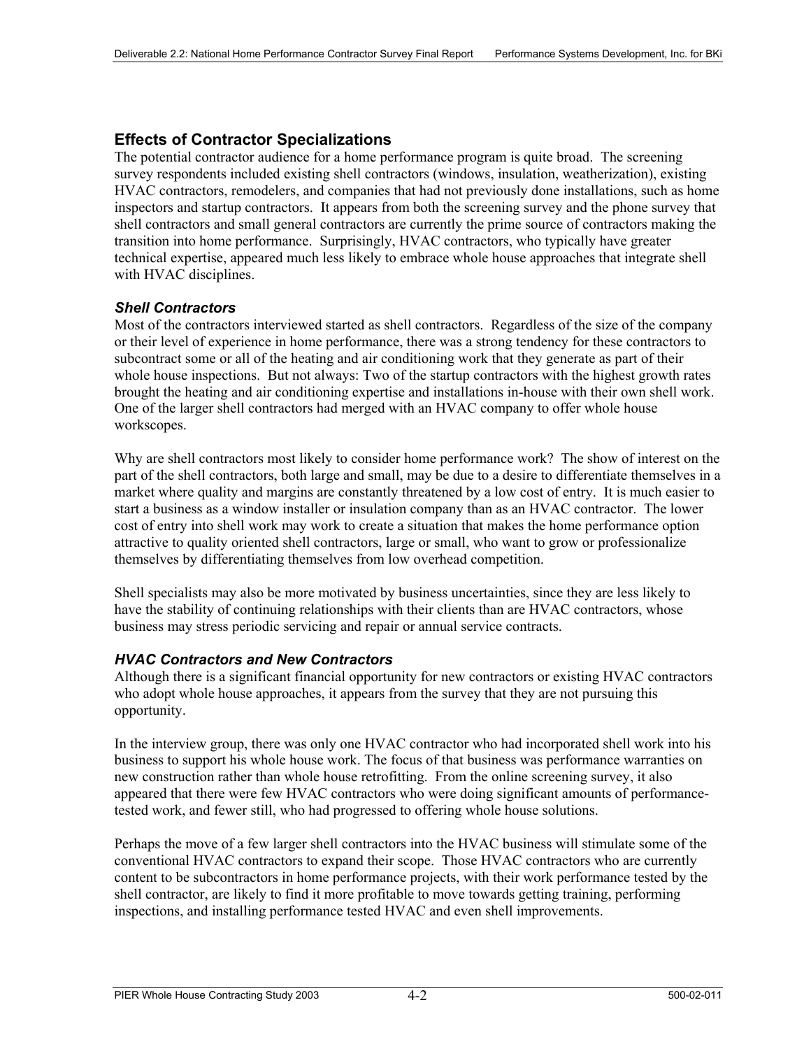## Effects of Contractor Specializations

The potential contractor audience for a home performance program is quite broad. The screening survey respondents included existing shell contractors (windows, insulation, weatherization), existing HVAC contractors, remodelers, and companies that had not previously done installations, such as home inspectors and startup contractors. It appears from both the screening survey and the phone survey that shell contractors and small general contractors are currently the prime source of contractors making the transition into home performance. Surprisingly, HVAC contractors, who typically have greater technical expertise, appeared much less likely to embrace whole house approaches that integrate shell with HVAC disciplines.

### *Shell Contractors*

Most of the contractors interviewed started as shell contractors. Regardless of the size of the company or their level of experience in home performance, there was a strong tendency for these contractors to subcontract some or all of the heating and air conditioning work that they generate as part of their whole house inspections. But not always: Two of the startup contractors with the highest growth rates brought the heating and air conditioning expertise and installations in-house with their own shell work. One of the larger shell contractors had merged with an HVAC company to offer whole house workscopes.

Why are shell contractors most likely to consider home performance work? The show of interest on the part of the shell contractors, both large and small, may be due to a desire to differentiate themselves in a market where quality and margins are constantly threatened by a low cost of entry. It is much easier to start a business as a window installer or insulation company than as an HVAC contractor. The lower cost of entry into shell work may work to create a situation that makes the home performance option attractive to quality oriented shell contractors, large or small, who want to grow or professionalize themselves by differentiating themselves from low overhead competition.

Shell specialists may also be more motivated by business uncertainties, since they are less likely to have the stability of continuing relationships with their clients than are HVAC contractors, whose business may stress periodic servicing and repair or annual service contracts.

### *HVAC Contractors and New Contractors*

Although there is a significant financial opportunity for new contractors or existing HVAC contractors who adopt whole house approaches, it appears from the survey that they are not pursuing this opportunity.

In the interview group, there was only one HVAC contractor who had incorporated shell work into his business to support his whole house work. The focus of that business was performance warranties on new construction rather than whole house retrofitting. From the online screening survey, it also appeared that there were few HVAC contractors who were doing significant amounts of performance-tested work, and fewer still, who had progressed to offering whole house solutions.

Perhaps the move of a few larger shell contractors into the HVAC business will stimulate some of the conventional HVAC contractors to expand their scope. Those HVAC contractors who are currently content to be subcontractors in home performance projects, with their work performance tested by the shell contractor, are likely to find it more profitable to move towards getting training, performing inspections, and installing performance tested HVAC and even shell improvements.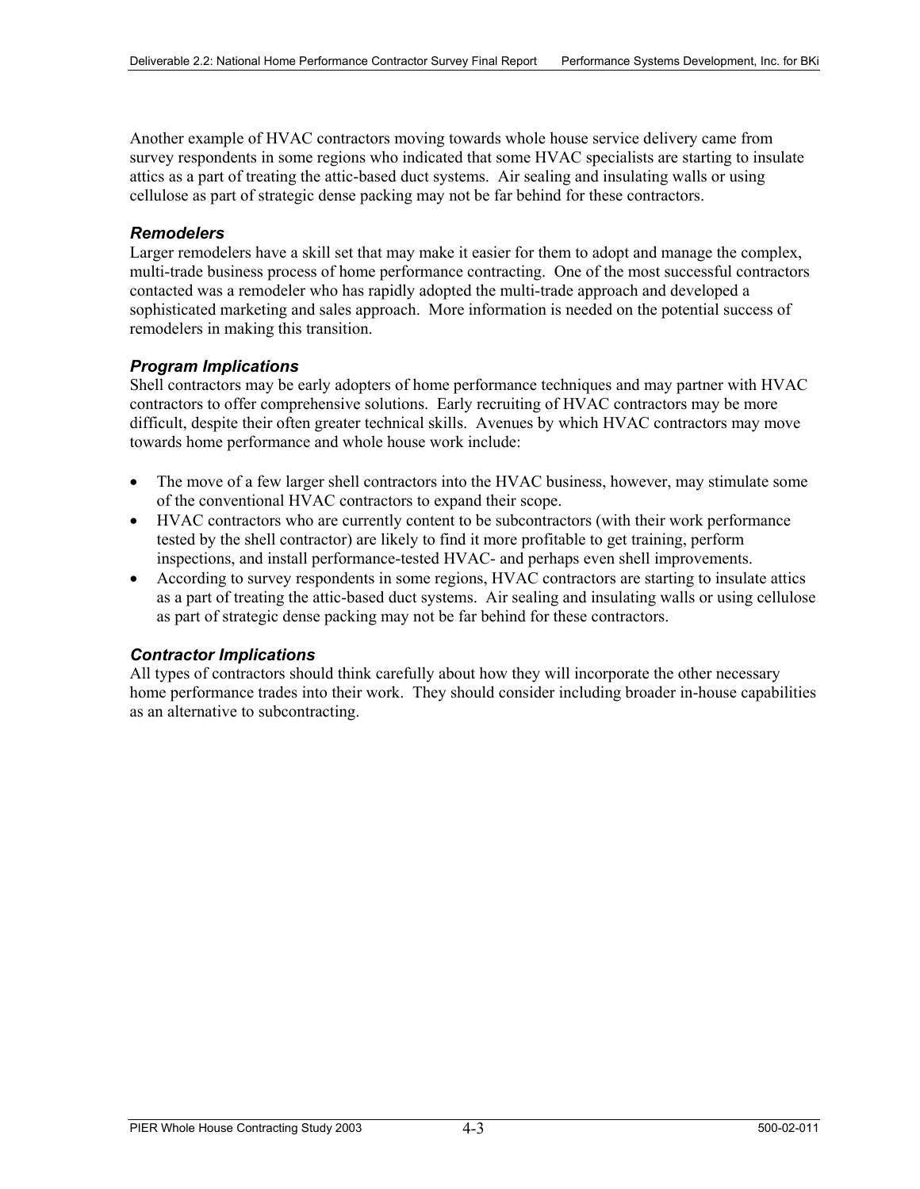Another example of HVAC contractors moving towards whole house service delivery came from survey respondents in some regions who indicated that some HVAC specialists are starting to insulate attics as a part of treating the attic-based duct systems. Air sealing and insulating walls or using cellulose as part of strategic dense packing may not be far behind for these contractors.

### *Remodelers*

Larger remodelers have a skill set that may make it easier for them to adopt and manage the complex, multi-trade business process of home performance contracting. One of the most successful contractors contacted was a remodeler who has rapidly adopted the multi-trade approach and developed a sophisticated marketing and sales approach. More information is needed on the potential success of remodelers in making this transition.

### *Program Implications*

Shell contractors may be early adopters of home performance techniques and may partner with HVAC contractors to offer comprehensive solutions. Early recruiting of HVAC contractors may be more difficult, despite their often greater technical skills. Avenues by which HVAC contractors may move towards home performance and whole house work include:

- The move of a few larger shell contractors into the HVAC business, however, may stimulate some of the conventional HVAC contractors to expand their scope.
- HVAC contractors who are currently content to be subcontractors (with their work performance tested by the shell contractor) are likely to find it more profitable to get training, perform inspections, and install performance-tested HVAC- and perhaps even shell improvements.
- According to survey respondents in some regions, HVAC contractors are starting to insulate attics as a part of treating the attic-based duct systems. Air sealing and insulating walls or using cellulose as part of strategic dense packing may not be far behind for these contractors.

### *Contractor Implications*

All types of contractors should think carefully about how they will incorporate the other necessary home performance trades into their work. They should consider including broader in-house capabilities as an alternative to subcontracting.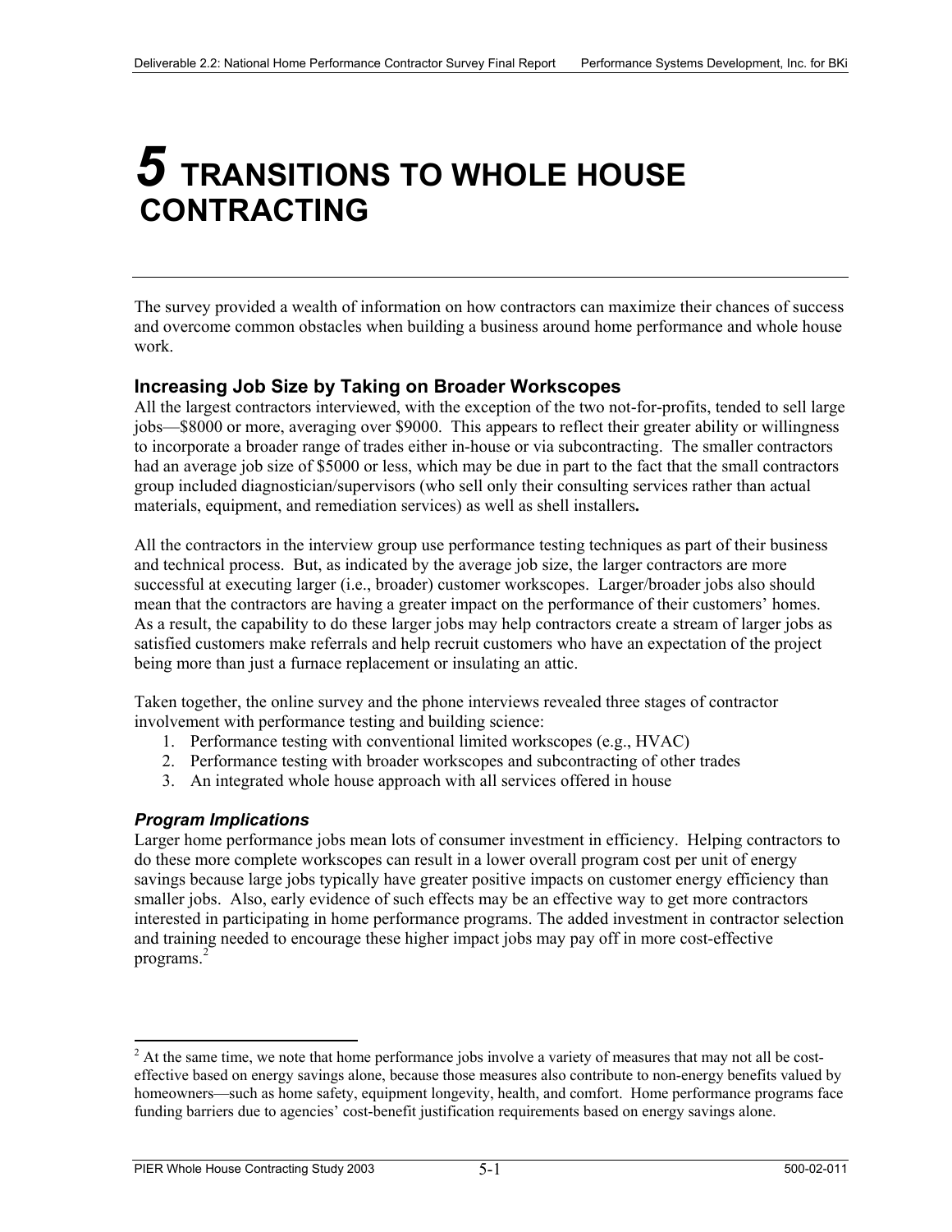# 5 TRANSITIONS TO WHOLE HOUSE CONTRACTING

The survey provided a wealth of information on how contractors can maximize their chances of success and overcome common obstacles when building a business around home performance and whole house work.

## Increasing Job Size by Taking on Broader Workscopes

All the largest contractors interviewed, with the exception of the two not-for-profits, tended to sell large jobs—$8000 or more, averaging over $9000. This appears to reflect their greater ability or willingness to incorporate a broader range of trades either in-house or via subcontracting. The smaller contractors had an average job size of $5000 or less, which may be due in part to the fact that the small contractors group included diagnostician/supervisors (who sell only their consulting services rather than actual materials, equipment, and remediation services) as well as shell installers**.**

All the contractors in the interview group use performance testing techniques as part of their business and technical process. But, as indicated by the average job size, the larger contractors are more successful at executing larger (i.e., broader) customer workscopes. Larger/broader jobs also should mean that the contractors are having a greater impact on the performance of their customers' homes. As a result, the capability to do these larger jobs may help contractors create a stream of larger jobs as satisfied customers make referrals and help recruit customers who have an expectation of the project being more than just a furnace replacement or insulating an attic.

Taken together, the online survey and the phone interviews revealed three stages of contractor involvement with performance testing and building science:

1. Performance testing with conventional limited workscopes (e.g., HVAC)
2. Performance testing with broader workscopes and subcontracting of other trades
3. An integrated whole house approach with all services offered in house

### *Program Implications*

Larger home performance jobs mean lots of consumer investment in efficiency. Helping contractors to do these more complete workscopes can result in a lower overall program cost per unit of energy savings because large jobs typically have greater positive impacts on customer energy efficiency than smaller jobs. Also, early evidence of such effects may be an effective way to get more contractors interested in participating in home performance programs. The added investment in contractor selection and training needed to encourage these higher impact jobs may pay off in more cost-effective programs.[2]

[2] At the same time, we note that home performance jobs involve a variety of measures that may not all be cost-effective based on energy savings alone, because those measures also contribute to non-energy benefits valued by homeowners—such as home safety, equipment longevity, health, and comfort. Home performance programs face funding barriers due to agencies' cost-benefit justification requirements based on energy savings alone.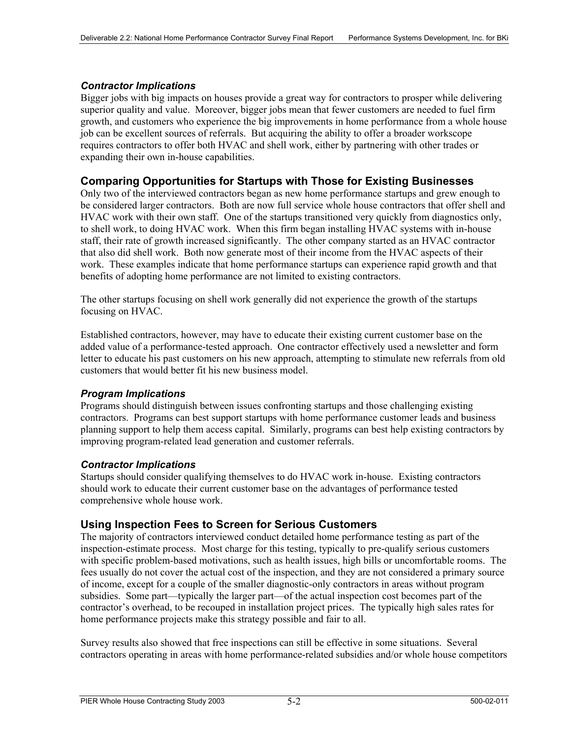### *Contractor Implications*

Bigger jobs with big impacts on houses provide a great way for contractors to prosper while delivering superior quality and value. Moreover, bigger jobs mean that fewer customers are needed to fuel firm growth, and customers who experience the big improvements in home performance from a whole house job can be excellent sources of referrals. But acquiring the ability to offer a broader workscope requires contractors to offer both HVAC and shell work, either by partnering with other trades or expanding their own in-house capabilities.

## Comparing Opportunities for Startups with Those for Existing Businesses

Only two of the interviewed contractors began as new home performance startups and grew enough to be considered larger contractors. Both are now full service whole house contractors that offer shell and HVAC work with their own staff. One of the startups transitioned very quickly from diagnostics only, to shell work, to doing HVAC work. When this firm began installing HVAC systems with in-house staff, their rate of growth increased significantly. The other company started as an HVAC contractor that also did shell work. Both now generate most of their income from the HVAC aspects of their work. These examples indicate that home performance startups can experience rapid growth and that benefits of adopting home performance are not limited to existing contractors.

The other startups focusing on shell work generally did not experience the growth of the startups focusing on HVAC.

Established contractors, however, may have to educate their existing current customer base on the added value of a performance-tested approach. One contractor effectively used a newsletter and form letter to educate his past customers on his new approach, attempting to stimulate new referrals from old customers that would better fit his new business model.

### *Program Implications*

Programs should distinguish between issues confronting startups and those challenging existing contractors. Programs can best support startups with home performance customer leads and business planning support to help them access capital. Similarly, programs can best help existing contractors by improving program-related lead generation and customer referrals.

### *Contractor Implications*

Startups should consider qualifying themselves to do HVAC work in-house. Existing contractors should work to educate their current customer base on the advantages of performance tested comprehensive whole house work.

## Using Inspection Fees to Screen for Serious Customers

The majority of contractors interviewed conduct detailed home performance testing as part of the inspection-estimate process. Most charge for this testing, typically to pre-qualify serious customers with specific problem-based motivations, such as health issues, high bills or uncomfortable rooms. The fees usually do not cover the actual cost of the inspection, and they are not considered a primary source of income, except for a couple of the smaller diagnostic-only contractors in areas without program subsidies. Some part—typically the larger part—of the actual inspection cost becomes part of the contractor's overhead, to be recouped in installation project prices. The typically high sales rates for home performance projects make this strategy possible and fair to all.

Survey results also showed that free inspections can still be effective in some situations. Several contractors operating in areas with home performance-related subsidies and/or whole house competitors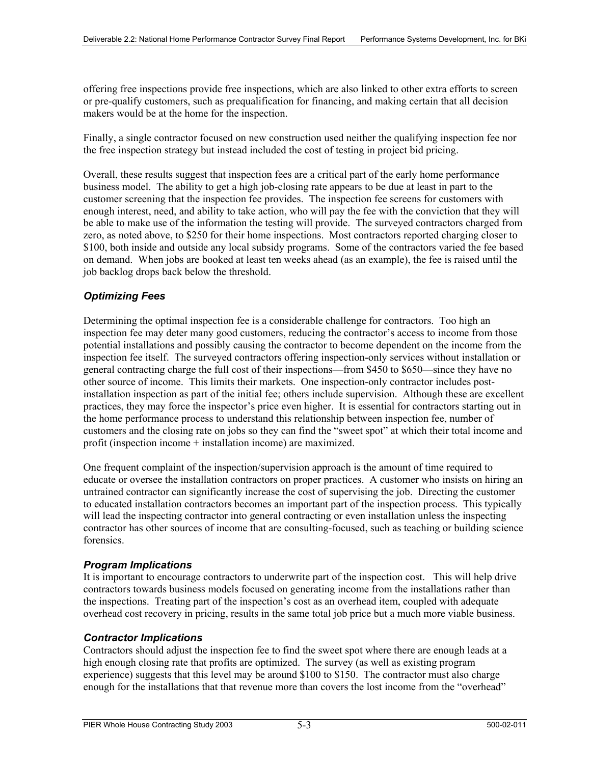offering free inspections provide free inspections, which are also linked to other extra efforts to screen or pre-qualify customers, such as prequalification for financing, and making certain that all decision makers would be at the home for the inspection.

Finally, a single contractor focused on new construction used neither the qualifying inspection fee nor the free inspection strategy but instead included the cost of testing in project bid pricing.

Overall, these results suggest that inspection fees are a critical part of the early home performance business model. The ability to get a high job-closing rate appears to be due at least in part to the customer screening that the inspection fee provides. The inspection fee screens for customers with enough interest, need, and ability to take action, who will pay the fee with the conviction that they will be able to make use of the information the testing will provide. The surveyed contractors charged from zero, as noted above, to $250 for their home inspections. Most contractors reported charging closer to $100, both inside and outside any local subsidy programs. Some of the contractors varied the fee based on demand. When jobs are booked at least ten weeks ahead (as an example), the fee is raised until the job backlog drops back below the threshold.

### *Optimizing Fees*

Determining the optimal inspection fee is a considerable challenge for contractors. Too high an inspection fee may deter many good customers, reducing the contractor's access to income from those potential installations and possibly causing the contractor to become dependent on the income from the inspection fee itself. The surveyed contractors offering inspection-only services without installation or general contracting charge the full cost of their inspections—from $450 to $650—since they have no other source of income. This limits their markets. One inspection-only contractor includes post-installation inspection as part of the initial fee; others include supervision. Although these are excellent practices, they may force the inspector's price even higher. It is essential for contractors starting out in the home performance process to understand this relationship between inspection fee, number of customers and the closing rate on jobs so they can find the "sweet spot" at which their total income and profit (inspection income + installation income) are maximized.

One frequent complaint of the inspection/supervision approach is the amount of time required to educate or oversee the installation contractors on proper practices. A customer who insists on hiring an untrained contractor can significantly increase the cost of supervising the job. Directing the customer to educated installation contractors becomes an important part of the inspection process. This typically will lead the inspecting contractor into general contracting or even installation unless the inspecting contractor has other sources of income that are consulting-focused, such as teaching or building science forensics.

### *Program Implications*

It is important to encourage contractors to underwrite part of the inspection cost. This will help drive contractors towards business models focused on generating income from the installations rather than the inspections. Treating part of the inspection's cost as an overhead item, coupled with adequate overhead cost recovery in pricing, results in the same total job price but a much more viable business.

### *Contractor Implications*

Contractors should adjust the inspection fee to find the sweet spot where there are enough leads at a high enough closing rate that profits are optimized. The survey (as well as existing program experience) suggests that this level may be around $100 to $150. The contractor must also charge enough for the installations that that revenue more than covers the lost income from the "overhead"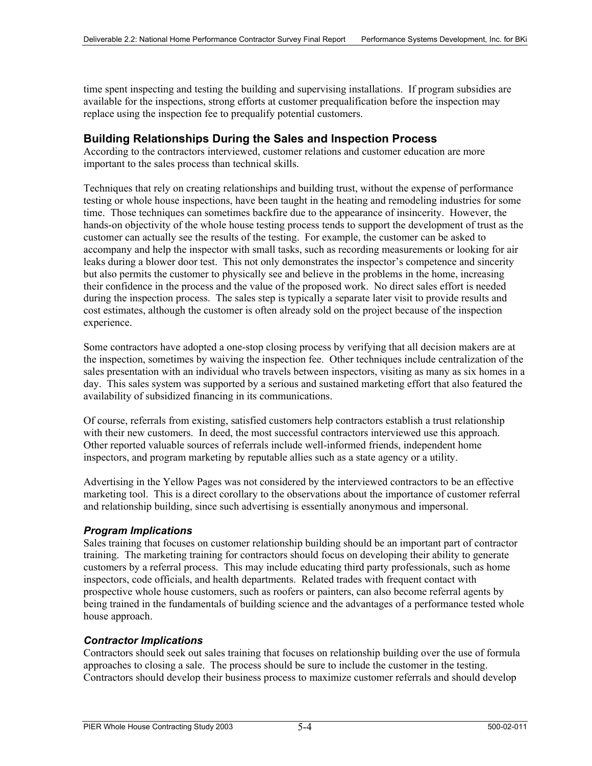time spent inspecting and testing the building and supervising installations. If program subsidies are available for the inspections, strong efforts at customer prequalification before the inspection may replace using the inspection fee to prequalify potential customers.

## Building Relationships During the Sales and Inspection Process

According to the contractors interviewed, customer relations and customer education are more important to the sales process than technical skills.

Techniques that rely on creating relationships and building trust, without the expense of performance testing or whole house inspections, have been taught in the heating and remodeling industries for some time. Those techniques can sometimes backfire due to the appearance of insincerity. However, the hands-on objectivity of the whole house testing process tends to support the development of trust as the customer can actually see the results of the testing. For example, the customer can be asked to accompany and help the inspector with small tasks, such as recording measurements or looking for air leaks during a blower door test. This not only demonstrates the inspector's competence and sincerity but also permits the customer to physically see and believe in the problems in the home, increasing their confidence in the process and the value of the proposed work. No direct sales effort is needed during the inspection process. The sales step is typically a separate later visit to provide results and cost estimates, although the customer is often already sold on the project because of the inspection experience.

Some contractors have adopted a one-stop closing process by verifying that all decision makers are at the inspection, sometimes by waiving the inspection fee. Other techniques include centralization of the sales presentation with an individual who travels between inspectors, visiting as many as six homes in a day. This sales system was supported by a serious and sustained marketing effort that also featured the availability of subsidized financing in its communications.

Of course, referrals from existing, satisfied customers help contractors establish a trust relationship with their new customers. In deed, the most successful contractors interviewed use this approach. Other reported valuable sources of referrals include well-informed friends, independent home inspectors, and program marketing by reputable allies such as a state agency or a utility.

Advertising in the Yellow Pages was not considered by the interviewed contractors to be an effective marketing tool. This is a direct corollary to the observations about the importance of customer referral and relationship building, since such advertising is essentially anonymous and impersonal.

### *Program Implications*

Sales training that focuses on customer relationship building should be an important part of contractor training. The marketing training for contractors should focus on developing their ability to generate customers by a referral process. This may include educating third party professionals, such as home inspectors, code officials, and health departments. Related trades with frequent contact with prospective whole house customers, such as roofers or painters, can also become referral agents by being trained in the fundamentals of building science and the advantages of a performance tested whole house approach.

### *Contractor Implications*

Contractors should seek out sales training that focuses on relationship building over the use of formula approaches to closing a sale. The process should be sure to include the customer in the testing. Contractors should develop their business process to maximize customer referrals and should develop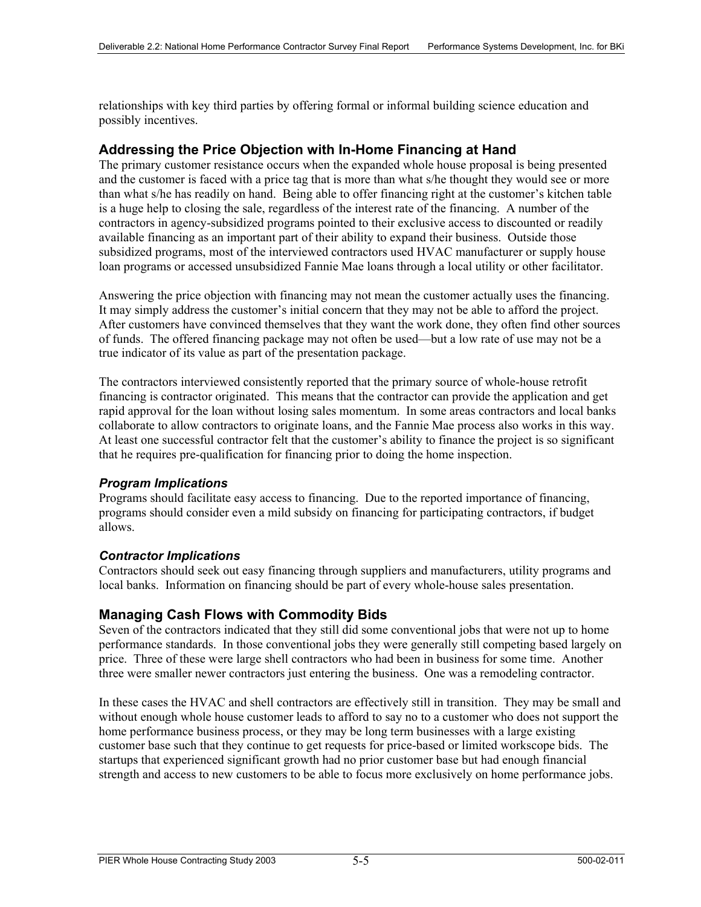relationships with key third parties by offering formal or informal building science education and possibly incentives.

## Addressing the Price Objection with In-Home Financing at Hand

The primary customer resistance occurs when the expanded whole house proposal is being presented and the customer is faced with a price tag that is more than what s/he thought they would see or more than what s/he has readily on hand. Being able to offer financing right at the customer's kitchen table is a huge help to closing the sale, regardless of the interest rate of the financing. A number of the contractors in agency-subsidized programs pointed to their exclusive access to discounted or readily available financing as an important part of their ability to expand their business. Outside those subsidized programs, most of the interviewed contractors used HVAC manufacturer or supply house loan programs or accessed unsubsidized Fannie Mae loans through a local utility or other facilitator.

Answering the price objection with financing may not mean the customer actually uses the financing. It may simply address the customer's initial concern that they may not be able to afford the project. After customers have convinced themselves that they want the work done, they often find other sources of funds. The offered financing package may not often be used—but a low rate of use may not be a true indicator of its value as part of the presentation package.

The contractors interviewed consistently reported that the primary source of whole-house retrofit financing is contractor originated. This means that the contractor can provide the application and get rapid approval for the loan without losing sales momentum. In some areas contractors and local banks collaborate to allow contractors to originate loans, and the Fannie Mae process also works in this way. At least one successful contractor felt that the customer's ability to finance the project is so significant that he requires pre-qualification for financing prior to doing the home inspection.

### *Program Implications*

Programs should facilitate easy access to financing. Due to the reported importance of financing, programs should consider even a mild subsidy on financing for participating contractors, if budget allows.

### *Contractor Implications*

Contractors should seek out easy financing through suppliers and manufacturers, utility programs and local banks. Information on financing should be part of every whole-house sales presentation.

## Managing Cash Flows with Commodity Bids

Seven of the contractors indicated that they still did some conventional jobs that were not up to home performance standards. In those conventional jobs they were generally still competing based largely on price. Three of these were large shell contractors who had been in business for some time. Another three were smaller newer contractors just entering the business. One was a remodeling contractor.

In these cases the HVAC and shell contractors are effectively still in transition. They may be small and without enough whole house customer leads to afford to say no to a customer who does not support the home performance business process, or they may be long term businesses with a large existing customer base such that they continue to get requests for price-based or limited workscope bids. The startups that experienced significant growth had no prior customer base but had enough financial strength and access to new customers to be able to focus more exclusively on home performance jobs.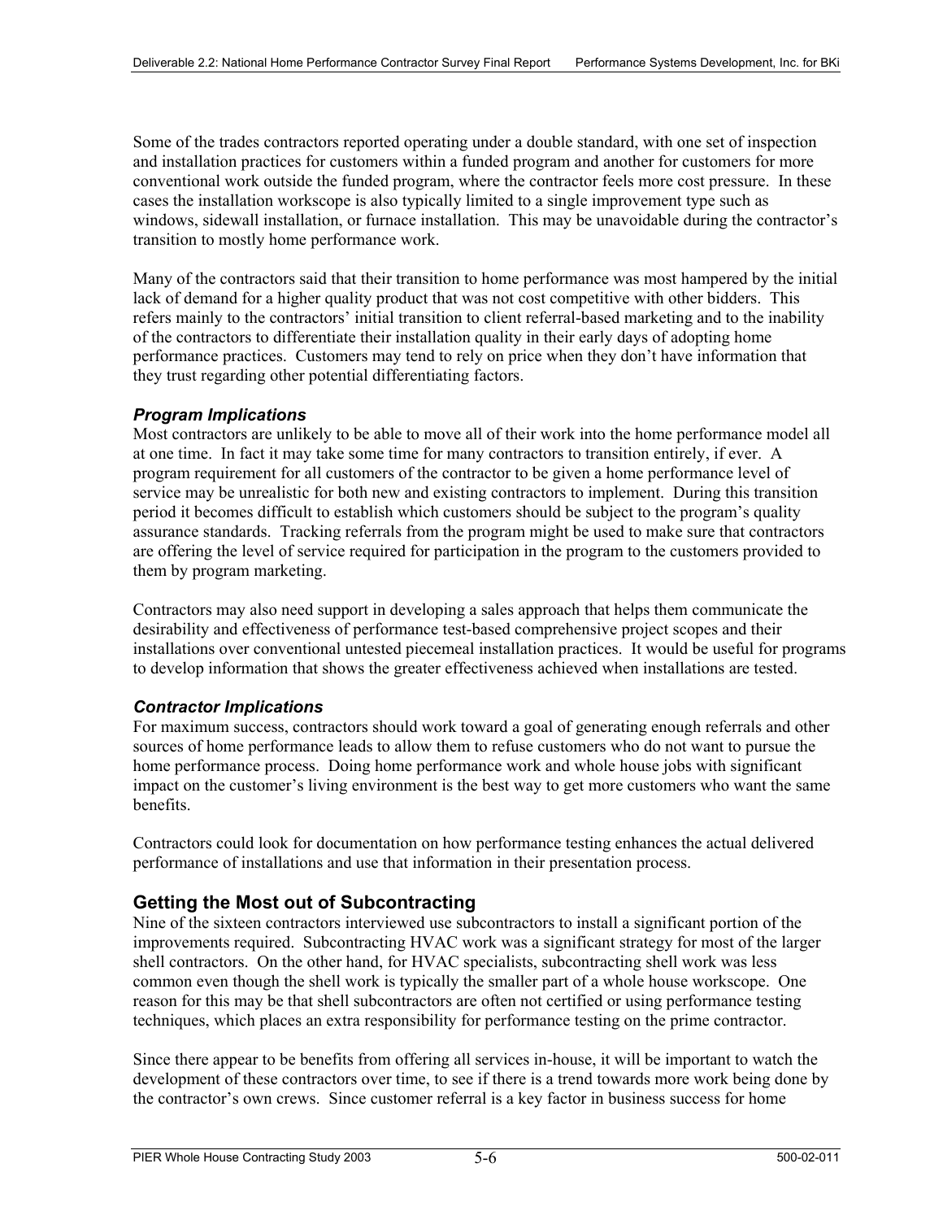Some of the trades contractors reported operating under a double standard, with one set of inspection and installation practices for customers within a funded program and another for customers for more conventional work outside the funded program, where the contractor feels more cost pressure. In these cases the installation workscope is also typically limited to a single improvement type such as windows, sidewall installation, or furnace installation. This may be unavoidable during the contractor's transition to mostly home performance work.

Many of the contractors said that their transition to home performance was most hampered by the initial lack of demand for a higher quality product that was not cost competitive with other bidders. This refers mainly to the contractors' initial transition to client referral-based marketing and to the inability of the contractors to differentiate their installation quality in their early days of adopting home performance practices. Customers may tend to rely on price when they don't have information that they trust regarding other potential differentiating factors.

### *Program Implications*

Most contractors are unlikely to be able to move all of their work into the home performance model all at one time. In fact it may take some time for many contractors to transition entirely, if ever. A program requirement for all customers of the contractor to be given a home performance level of service may be unrealistic for both new and existing contractors to implement. During this transition period it becomes difficult to establish which customers should be subject to the program's quality assurance standards. Tracking referrals from the program might be used to make sure that contractors are offering the level of service required for participation in the program to the customers provided to them by program marketing.

Contractors may also need support in developing a sales approach that helps them communicate the desirability and effectiveness of performance test-based comprehensive project scopes and their installations over conventional untested piecemeal installation practices. It would be useful for programs to develop information that shows the greater effectiveness achieved when installations are tested.

### *Contractor Implications*

For maximum success, contractors should work toward a goal of generating enough referrals and other sources of home performance leads to allow them to refuse customers who do not want to pursue the home performance process. Doing home performance work and whole house jobs with significant impact on the customer's living environment is the best way to get more customers who want the same benefits.

Contractors could look for documentation on how performance testing enhances the actual delivered performance of installations and use that information in their presentation process.

## Getting the Most out of Subcontracting

Nine of the sixteen contractors interviewed use subcontractors to install a significant portion of the improvements required. Subcontracting HVAC work was a significant strategy for most of the larger shell contractors. On the other hand, for HVAC specialists, subcontracting shell work was less common even though the shell work is typically the smaller part of a whole house workscope. One reason for this may be that shell subcontractors are often not certified or using performance testing techniques, which places an extra responsibility for performance testing on the prime contractor.

Since there appear to be benefits from offering all services in-house, it will be important to watch the development of these contractors over time, to see if there is a trend towards more work being done by the contractor's own crews. Since customer referral is a key factor in business success for home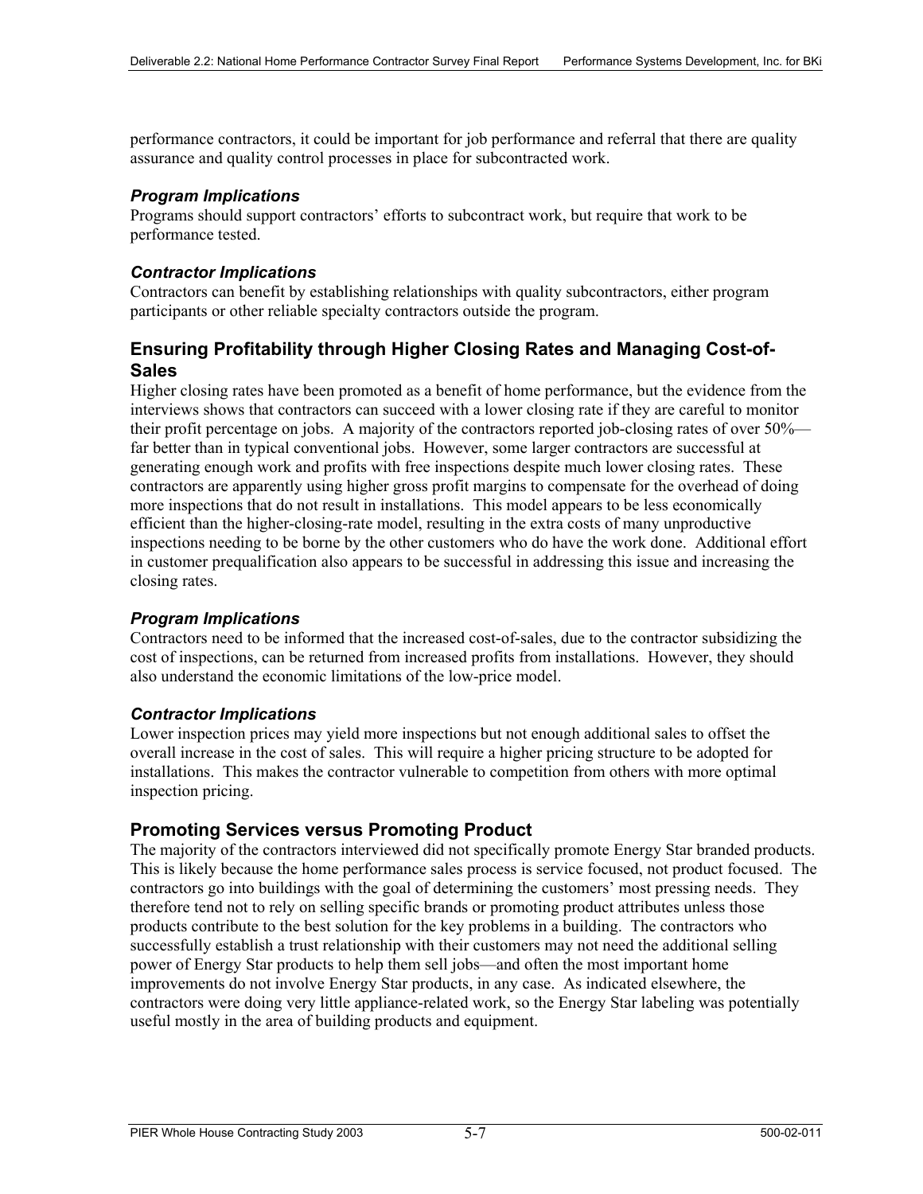performance contractors, it could be important for job performance and referral that there are quality assurance and quality control processes in place for subcontracted work.

### *Program Implications*

Programs should support contractors' efforts to subcontract work, but require that work to be performance tested.

### *Contractor Implications*

Contractors can benefit by establishing relationships with quality subcontractors, either program participants or other reliable specialty contractors outside the program.

## Ensuring Profitability through Higher Closing Rates and Managing Cost-of-Sales

Higher closing rates have been promoted as a benefit of home performance, but the evidence from the interviews shows that contractors can succeed with a lower closing rate if they are careful to monitor their profit percentage on jobs. A majority of the contractors reported job-closing rates of over 50%—far better than in typical conventional jobs. However, some larger contractors are successful at generating enough work and profits with free inspections despite much lower closing rates. These contractors are apparently using higher gross profit margins to compensate for the overhead of doing more inspections that do not result in installations. This model appears to be less economically efficient than the higher-closing-rate model, resulting in the extra costs of many unproductive inspections needing to be borne by the other customers who do have the work done. Additional effort in customer prequalification also appears to be successful in addressing this issue and increasing the closing rates.

### *Program Implications*

Contractors need to be informed that the increased cost-of-sales, due to the contractor subsidizing the cost of inspections, can be returned from increased profits from installations. However, they should also understand the economic limitations of the low-price model.

### *Contractor Implications*

Lower inspection prices may yield more inspections but not enough additional sales to offset the overall increase in the cost of sales. This will require a higher pricing structure to be adopted for installations. This makes the contractor vulnerable to competition from others with more optimal inspection pricing.

## Promoting Services versus Promoting Product

The majority of the contractors interviewed did not specifically promote Energy Star branded products. This is likely because the home performance sales process is service focused, not product focused. The contractors go into buildings with the goal of determining the customers' most pressing needs. They therefore tend not to rely on selling specific brands or promoting product attributes unless those products contribute to the best solution for the key problems in a building. The contractors who successfully establish a trust relationship with their customers may not need the additional selling power of Energy Star products to help them sell jobs—and often the most important home improvements do not involve Energy Star products, in any case. As indicated elsewhere, the contractors were doing very little appliance-related work, so the Energy Star labeling was potentially useful mostly in the area of building products and equipment.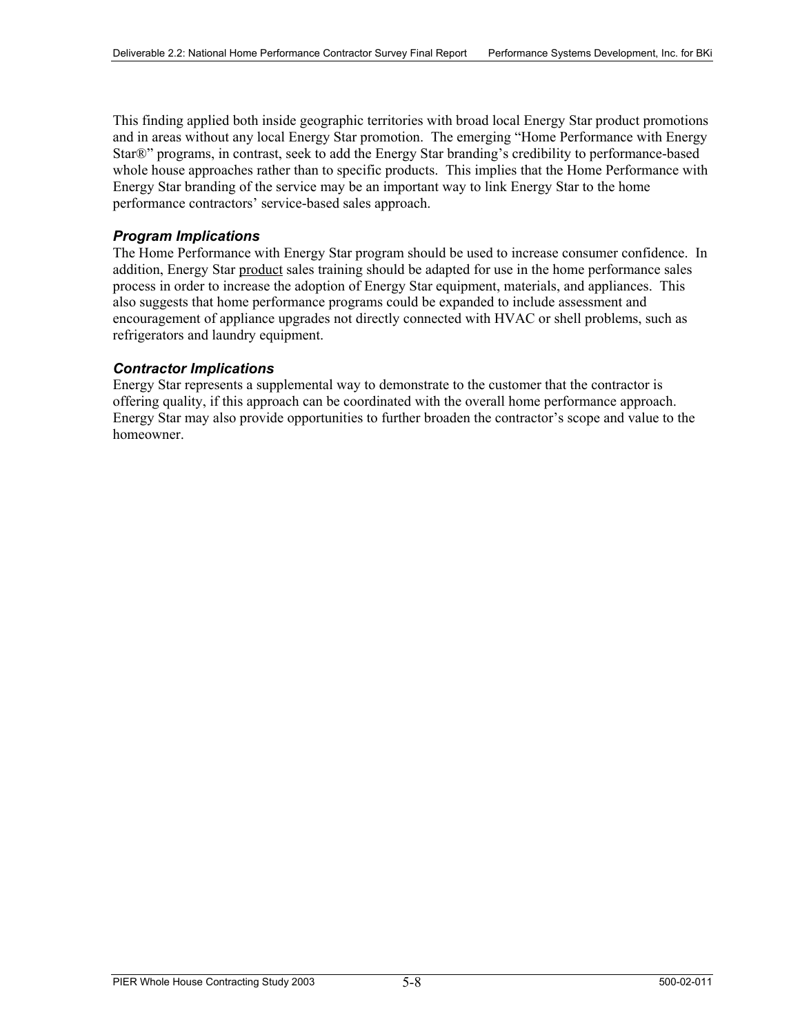This finding applied both inside geographic territories with broad local Energy Star product promotions and in areas without any local Energy Star promotion. The emerging "Home Performance with Energy Star®" programs, in contrast, seek to add the Energy Star branding's credibility to performance-based whole house approaches rather than to specific products. This implies that the Home Performance with Energy Star branding of the service may be an important way to link Energy Star to the home performance contractors' service-based sales approach.

### *Program Implications*

The Home Performance with Energy Star program should be used to increase consumer confidence. In addition, Energy Star <u>product</u> sales training should be adapted for use in the home performance sales process in order to increase the adoption of Energy Star equipment, materials, and appliances. This also suggests that home performance programs could be expanded to include assessment and encouragement of appliance upgrades not directly connected with HVAC or shell problems, such as refrigerators and laundry equipment.

### *Contractor Implications*

Energy Star represents a supplemental way to demonstrate to the customer that the contractor is offering quality, if this approach can be coordinated with the overall home performance approach. Energy Star may also provide opportunities to further broaden the contractor's scope and value to the homeowner.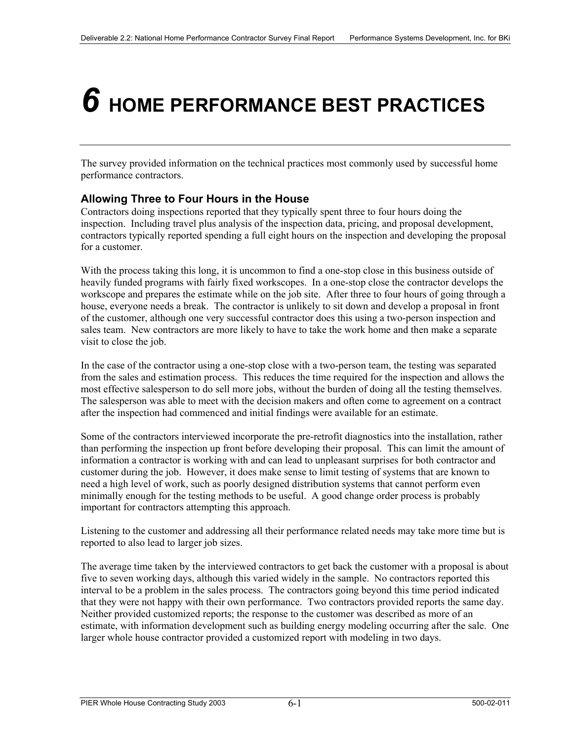# 6 HOME PERFORMANCE BEST PRACTICES

The survey provided information on the technical practices most commonly used by successful home performance contractors.

## Allowing Three to Four Hours in the House

Contractors doing inspections reported that they typically spent three to four hours doing the inspection. Including travel plus analysis of the inspection data, pricing, and proposal development, contractors typically reported spending a full eight hours on the inspection and developing the proposal for a customer.

With the process taking this long, it is uncommon to find a one-stop close in this business outside of heavily funded programs with fairly fixed workscopes. In a one-stop close the contractor develops the workscope and prepares the estimate while on the job site. After three to four hours of going through a house, everyone needs a break. The contractor is unlikely to sit down and develop a proposal in front of the customer, although one very successful contractor does this using a two-person inspection and sales team. New contractors are more likely to have to take the work home and then make a separate visit to close the job.

In the case of the contractor using a one-stop close with a two-person team, the testing was separated from the sales and estimation process. This reduces the time required for the inspection and allows the most effective salesperson to do sell more jobs, without the burden of doing all the testing themselves. The salesperson was able to meet with the decision makers and often come to agreement on a contract after the inspection had commenced and initial findings were available for an estimate.

Some of the contractors interviewed incorporate the pre-retrofit diagnostics into the installation, rather than performing the inspection up front before developing their proposal. This can limit the amount of information a contractor is working with and can lead to unpleasant surprises for both contractor and customer during the job. However, it does make sense to limit testing of systems that are known to need a high level of work, such as poorly designed distribution systems that cannot perform even minimally enough for the testing methods to be useful. A good change order process is probably important for contractors attempting this approach.

Listening to the customer and addressing all their performance related needs may take more time but is reported to also lead to larger job sizes.

The average time taken by the interviewed contractors to get back the customer with a proposal is about five to seven working days, although this varied widely in the sample. No contractors reported this interval to be a problem in the sales process. The contractors going beyond this time period indicated that they were not happy with their own performance. Two contractors provided reports the same day. Neither provided customized reports; the response to the customer was described as more of an estimate, with information development such as building energy modeling occurring after the sale. One larger whole house contractor provided a customized report with modeling in two days.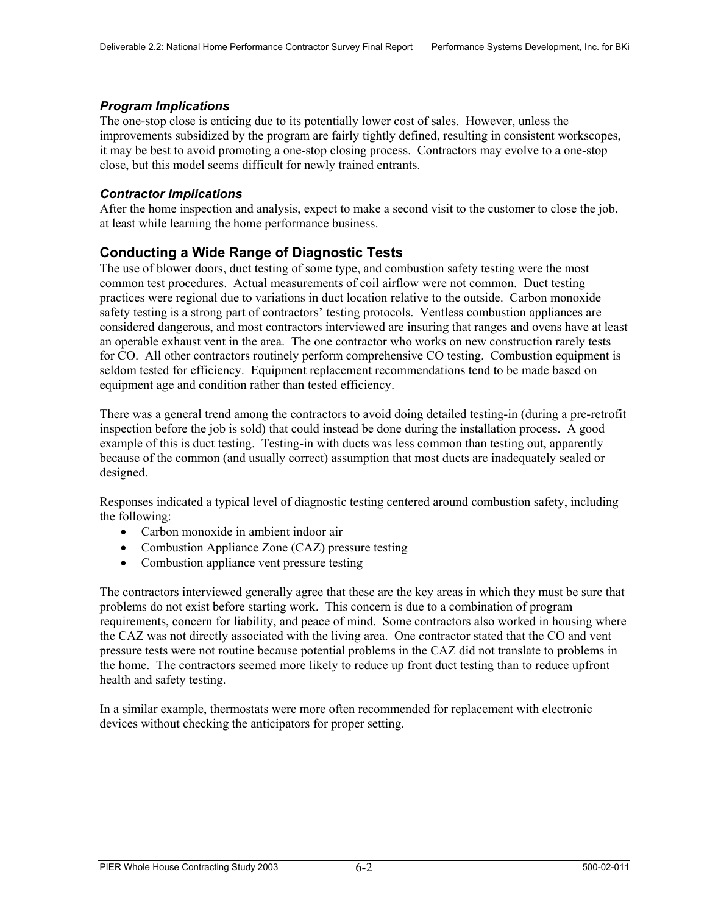### *Program Implications*

The one-stop close is enticing due to its potentially lower cost of sales. However, unless the improvements subsidized by the program are fairly tightly defined, resulting in consistent workscopes, it may be best to avoid promoting a one-stop closing process. Contractors may evolve to a one-stop close, but this model seems difficult for newly trained entrants.

### *Contractor Implications*

After the home inspection and analysis, expect to make a second visit to the customer to close the job, at least while learning the home performance business.

## Conducting a Wide Range of Diagnostic Tests

The use of blower doors, duct testing of some type, and combustion safety testing were the most common test procedures. Actual measurements of coil airflow were not common. Duct testing practices were regional due to variations in duct location relative to the outside. Carbon monoxide safety testing is a strong part of contractors' testing protocols. Ventless combustion appliances are considered dangerous, and most contractors interviewed are insuring that ranges and ovens have at least an operable exhaust vent in the area. The one contractor who works on new construction rarely tests for CO. All other contractors routinely perform comprehensive CO testing. Combustion equipment is seldom tested for efficiency. Equipment replacement recommendations tend to be made based on equipment age and condition rather than tested efficiency.

There was a general trend among the contractors to avoid doing detailed testing-in (during a pre-retrofit inspection before the job is sold) that could instead be done during the installation process. A good example of this is duct testing. Testing-in with ducts was less common than testing out, apparently because of the common (and usually correct) assumption that most ducts are inadequately sealed or designed.

Responses indicated a typical level of diagnostic testing centered around combustion safety, including the following:

- Carbon monoxide in ambient indoor air
- Combustion Appliance Zone (CAZ) pressure testing
- Combustion appliance vent pressure testing

The contractors interviewed generally agree that these are the key areas in which they must be sure that problems do not exist before starting work. This concern is due to a combination of program requirements, concern for liability, and peace of mind. Some contractors also worked in housing where the CAZ was not directly associated with the living area. One contractor stated that the CO and vent pressure tests were not routine because potential problems in the CAZ did not translate to problems in the home. The contractors seemed more likely to reduce up front duct testing than to reduce upfront health and safety testing.

In a similar example, thermostats were more often recommended for replacement with electronic devices without checking the anticipators for proper setting.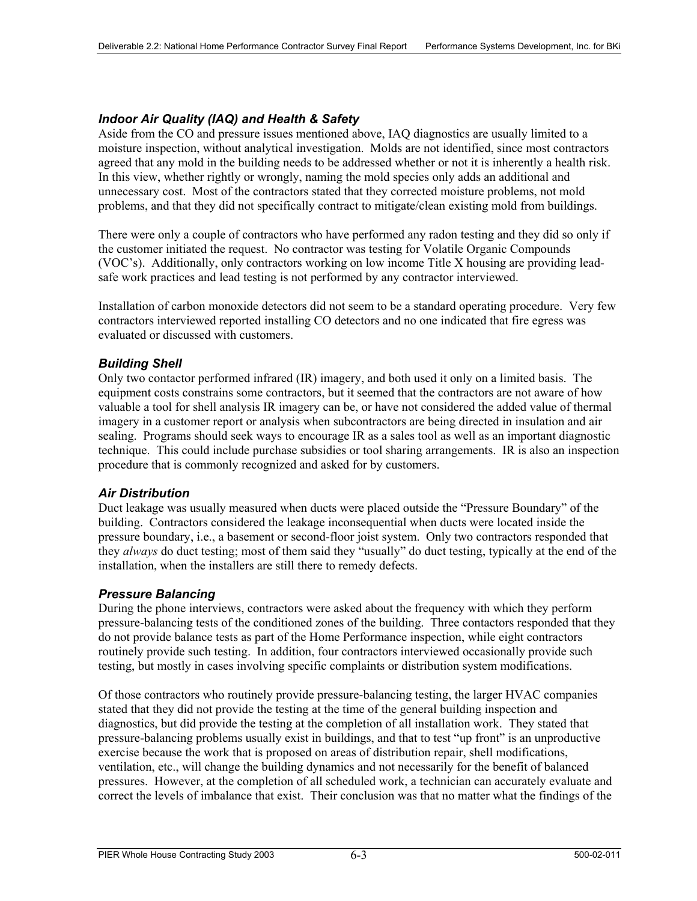### *Indoor Air Quality (IAQ) and Health & Safety*

Aside from the CO and pressure issues mentioned above, IAQ diagnostics are usually limited to a moisture inspection, without analytical investigation. Molds are not identified, since most contractors agreed that any mold in the building needs to be addressed whether or not it is inherently a health risk. In this view, whether rightly or wrongly, naming the mold species only adds an additional and unnecessary cost. Most of the contractors stated that they corrected moisture problems, not mold problems, and that they did not specifically contract to mitigate/clean existing mold from buildings.

There were only a couple of contractors who have performed any radon testing and they did so only if the customer initiated the request. No contractor was testing for Volatile Organic Compounds (VOC's). Additionally, only contractors working on low income Title X housing are providing lead-safe work practices and lead testing is not performed by any contractor interviewed.

Installation of carbon monoxide detectors did not seem to be a standard operating procedure. Very few contractors interviewed reported installing CO detectors and no one indicated that fire egress was evaluated or discussed with customers.

### *Building Shell*

Only two contactor performed infrared (IR) imagery, and both used it only on a limited basis. The equipment costs constrains some contractors, but it seemed that the contractors are not aware of how valuable a tool for shell analysis IR imagery can be, or have not considered the added value of thermal imagery in a customer report or analysis when subcontractors are being directed in insulation and air sealing. Programs should seek ways to encourage IR as a sales tool as well as an important diagnostic technique. This could include purchase subsidies or tool sharing arrangements. IR is also an inspection procedure that is commonly recognized and asked for by customers.

### *Air Distribution*

Duct leakage was usually measured when ducts were placed outside the "Pressure Boundary" of the building. Contractors considered the leakage inconsequential when ducts were located inside the pressure boundary, i.e., a basement or second-floor joist system. Only two contractors responded that they *always* do duct testing; most of them said they "usually" do duct testing, typically at the end of the installation, when the installers are still there to remedy defects.

### *Pressure Balancing*

During the phone interviews, contractors were asked about the frequency with which they perform pressure-balancing tests of the conditioned zones of the building. Three contactors responded that they do not provide balance tests as part of the Home Performance inspection, while eight contractors routinely provide such testing. In addition, four contractors interviewed occasionally provide such testing, but mostly in cases involving specific complaints or distribution system modifications.

Of those contractors who routinely provide pressure-balancing testing, the larger HVAC companies stated that they did not provide the testing at the time of the general building inspection and diagnostics, but did provide the testing at the completion of all installation work. They stated that pressure-balancing problems usually exist in buildings, and that to test "up front" is an unproductive exercise because the work that is proposed on areas of distribution repair, shell modifications, ventilation, etc., will change the building dynamics and not necessarily for the benefit of balanced pressures. However, at the completion of all scheduled work, a technician can accurately evaluate and correct the levels of imbalance that exist. Their conclusion was that no matter what the findings of the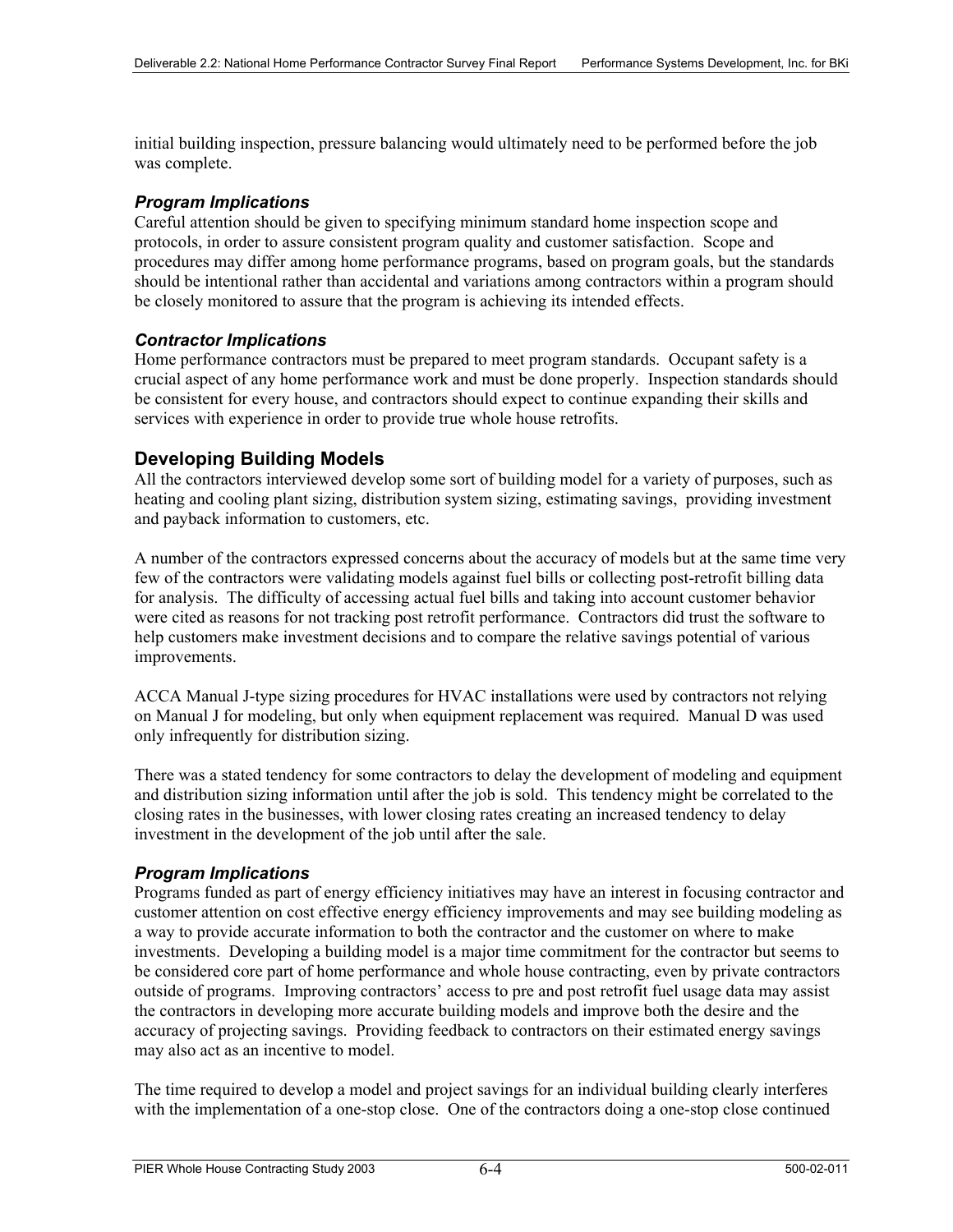initial building inspection, pressure balancing would ultimately need to be performed before the job was complete.

### *Program Implications*

Careful attention should be given to specifying minimum standard home inspection scope and protocols, in order to assure consistent program quality and customer satisfaction. Scope and procedures may differ among home performance programs, based on program goals, but the standards should be intentional rather than accidental and variations among contractors within a program should be closely monitored to assure that the program is achieving its intended effects.

### *Contractor Implications*

Home performance contractors must be prepared to meet program standards. Occupant safety is a crucial aspect of any home performance work and must be done properly. Inspection standards should be consistent for every house, and contractors should expect to continue expanding their skills and services with experience in order to provide true whole house retrofits.

## Developing Building Models

All the contractors interviewed develop some sort of building model for a variety of purposes, such as heating and cooling plant sizing, distribution system sizing, estimating savings, providing investment and payback information to customers, etc.

A number of the contractors expressed concerns about the accuracy of models but at the same time very few of the contractors were validating models against fuel bills or collecting post-retrofit billing data for analysis. The difficulty of accessing actual fuel bills and taking into account customer behavior were cited as reasons for not tracking post retrofit performance. Contractors did trust the software to help customers make investment decisions and to compare the relative savings potential of various improvements.

ACCA Manual J-type sizing procedures for HVAC installations were used by contractors not relying on Manual J for modeling, but only when equipment replacement was required. Manual D was used only infrequently for distribution sizing.

There was a stated tendency for some contractors to delay the development of modeling and equipment and distribution sizing information until after the job is sold. This tendency might be correlated to the closing rates in the businesses, with lower closing rates creating an increased tendency to delay investment in the development of the job until after the sale.

### *Program Implications*

Programs funded as part of energy efficiency initiatives may have an interest in focusing contractor and customer attention on cost effective energy efficiency improvements and may see building modeling as a way to provide accurate information to both the contractor and the customer on where to make investments. Developing a building model is a major time commitment for the contractor but seems to be considered core part of home performance and whole house contracting, even by private contractors outside of programs. Improving contractors' access to pre and post retrofit fuel usage data may assist the contractors in developing more accurate building models and improve both the desire and the accuracy of projecting savings. Providing feedback to contractors on their estimated energy savings may also act as an incentive to model.

The time required to develop a model and project savings for an individual building clearly interferes with the implementation of a one-stop close. One of the contractors doing a one-stop close continued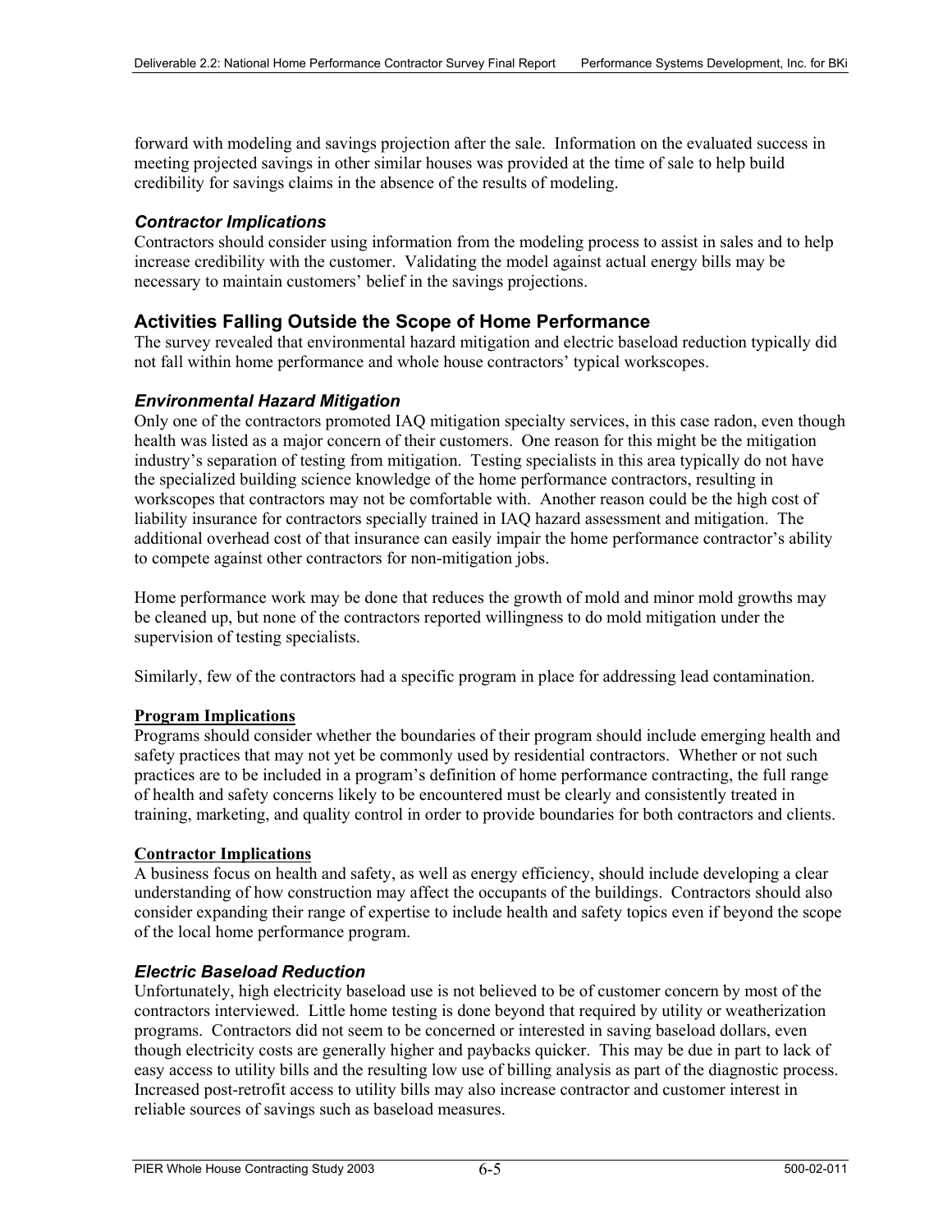forward with modeling and savings projection after the sale. Information on the evaluated success in meeting projected savings in other similar houses was provided at the time of sale to help build credibility for savings claims in the absence of the results of modeling.

### *Contractor Implications*

Contractors should consider using information from the modeling process to assist in sales and to help increase credibility with the customer. Validating the model against actual energy bills may be necessary to maintain customers' belief in the savings projections.

## Activities Falling Outside the Scope of Home Performance

The survey revealed that environmental hazard mitigation and electric baseload reduction typically did not fall within home performance and whole house contractors' typical workscopes.

### *Environmental Hazard Mitigation*

Only one of the contractors promoted IAQ mitigation specialty services, in this case radon, even though health was listed as a major concern of their customers. One reason for this might be the mitigation industry's separation of testing from mitigation. Testing specialists in this area typically do not have the specialized building science knowledge of the home performance contractors, resulting in workscopes that contractors may not be comfortable with. Another reason could be the high cost of liability insurance for contractors specially trained in IAQ hazard assessment and mitigation. The additional overhead cost of that insurance can easily impair the home performance contractor's ability to compete against other contractors for non-mitigation jobs.

Home performance work may be done that reduces the growth of mold and minor mold growths may be cleaned up, but none of the contractors reported willingness to do mold mitigation under the supervision of testing specialists.

Similarly, few of the contractors had a specific program in place for addressing lead contamination.

#### Program Implications

Programs should consider whether the boundaries of their program should include emerging health and safety practices that may not yet be commonly used by residential contractors. Whether or not such practices are to be included in a program's definition of home performance contracting, the full range of health and safety concerns likely to be encountered must be clearly and consistently treated in training, marketing, and quality control in order to provide boundaries for both contractors and clients.

#### Contractor Implications

A business focus on health and safety, as well as energy efficiency, should include developing a clear understanding of how construction may affect the occupants of the buildings. Contractors should also consider expanding their range of expertise to include health and safety topics even if beyond the scope of the local home performance program.

### *Electric Baseload Reduction*

Unfortunately, high electricity baseload use is not believed to be of customer concern by most of the contractors interviewed. Little home testing is done beyond that required by utility or weatherization programs. Contractors did not seem to be concerned or interested in saving baseload dollars, even though electricity costs are generally higher and paybacks quicker. This may be due in part to lack of easy access to utility bills and the resulting low use of billing analysis as part of the diagnostic process. Increased post-retrofit access to utility bills may also increase contractor and customer interest in reliable sources of savings such as baseload measures.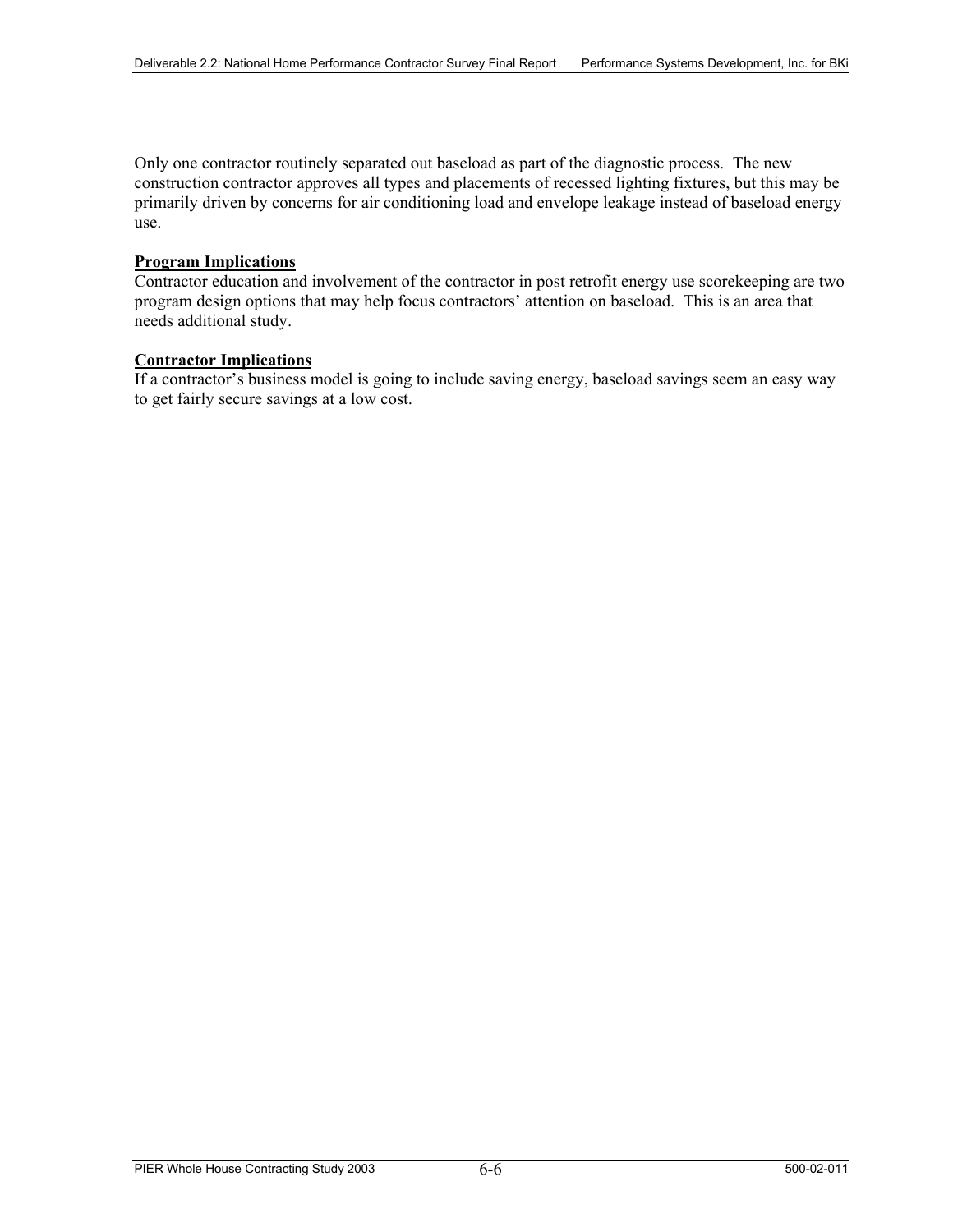Only one contractor routinely separated out baseload as part of the diagnostic process. The new construction contractor approves all types and placements of recessed lighting fixtures, but this may be primarily driven by concerns for air conditioning load and envelope leakage instead of baseload energy use.

**Program Implications**

Contractor education and involvement of the contractor in post retrofit energy use scorekeeping are two program design options that may help focus contractors' attention on baseload. This is an area that needs additional study.

**Contractor Implications**

If a contractor's business model is going to include saving energy, baseload savings seem an easy way to get fairly secure savings at a low cost.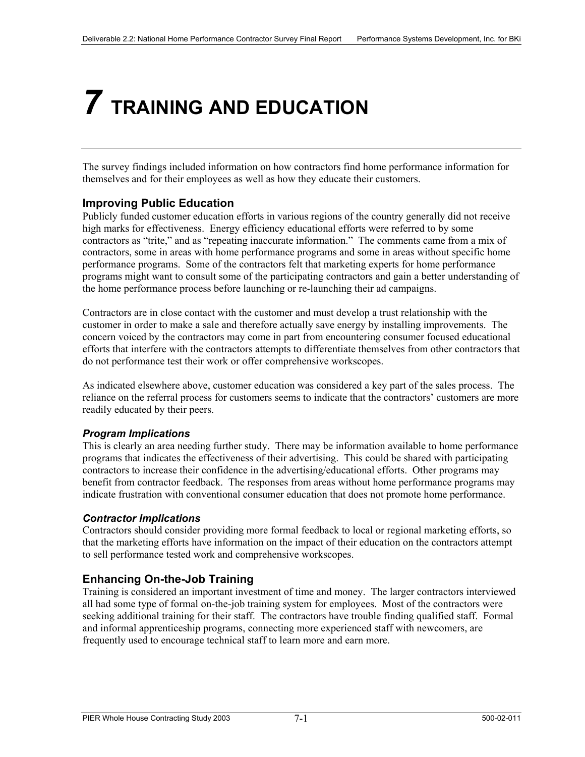# 7 TRAINING AND EDUCATION

The survey findings included information on how contractors find home performance information for themselves and for their employees as well as how they educate their customers.

## Improving Public Education

Publicly funded customer education efforts in various regions of the country generally did not receive high marks for effectiveness. Energy efficiency educational efforts were referred to by some contractors as "trite," and as "repeating inaccurate information." The comments came from a mix of contractors, some in areas with home performance programs and some in areas without specific home performance programs. Some of the contractors felt that marketing experts for home performance programs might want to consult some of the participating contractors and gain a better understanding of the home performance process before launching or re-launching their ad campaigns.

Contractors are in close contact with the customer and must develop a trust relationship with the customer in order to make a sale and therefore actually save energy by installing improvements. The concern voiced by the contractors may come in part from encountering consumer focused educational efforts that interfere with the contractors attempts to differentiate themselves from other contractors that do not performance test their work or offer comprehensive workscopes.

As indicated elsewhere above, customer education was considered a key part of the sales process. The reliance on the referral process for customers seems to indicate that the contractors' customers are more readily educated by their peers.

### *Program Implications*

This is clearly an area needing further study. There may be information available to home performance programs that indicates the effectiveness of their advertising. This could be shared with participating contractors to increase their confidence in the advertising/educational efforts. Other programs may benefit from contractor feedback. The responses from areas without home performance programs may indicate frustration with conventional consumer education that does not promote home performance.

### *Contractor Implications*

Contractors should consider providing more formal feedback to local or regional marketing efforts, so that the marketing efforts have information on the impact of their education on the contractors attempt to sell performance tested work and comprehensive workscopes.

## Enhancing On-the-Job Training

Training is considered an important investment of time and money. The larger contractors interviewed all had some type of formal on-the-job training system for employees. Most of the contractors were seeking additional training for their staff. The contractors have trouble finding qualified staff. Formal and informal apprenticeship programs, connecting more experienced staff with newcomers, are frequently used to encourage technical staff to learn more and earn more.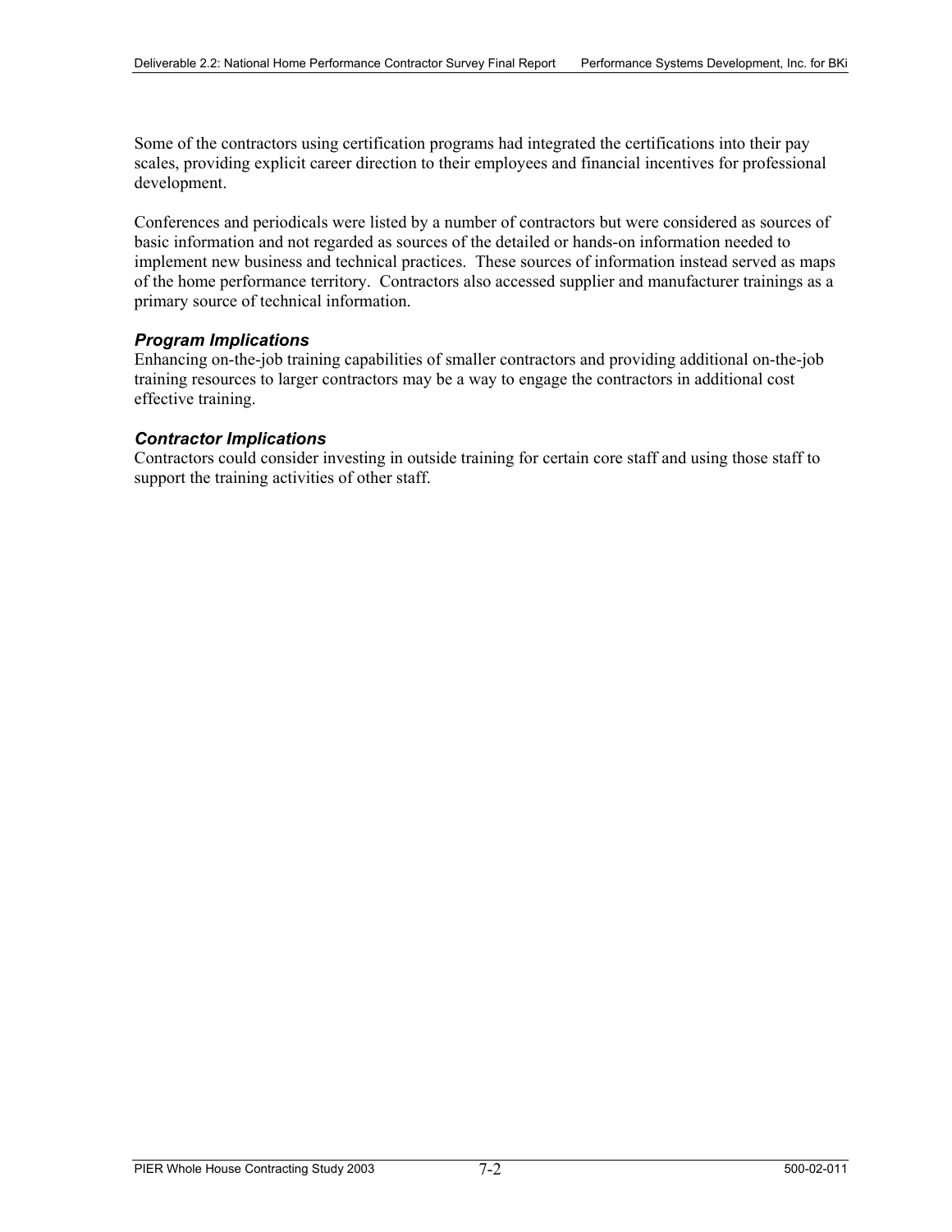Some of the contractors using certification programs had integrated the certifications into their pay scales, providing explicit career direction to their employees and financial incentives for professional development.

Conferences and periodicals were listed by a number of contractors but were considered as sources of basic information and not regarded as sources of the detailed or hands-on information needed to implement new business and technical practices. These sources of information instead served as maps of the home performance territory. Contractors also accessed supplier and manufacturer trainings as a primary source of technical information.

### *Program Implications*

Enhancing on-the-job training capabilities of smaller contractors and providing additional on-the-job training resources to larger contractors may be a way to engage the contractors in additional cost effective training.

### *Contractor Implications*

Contractors could consider investing in outside training for certain core staff and using those staff to support the training activities of other staff.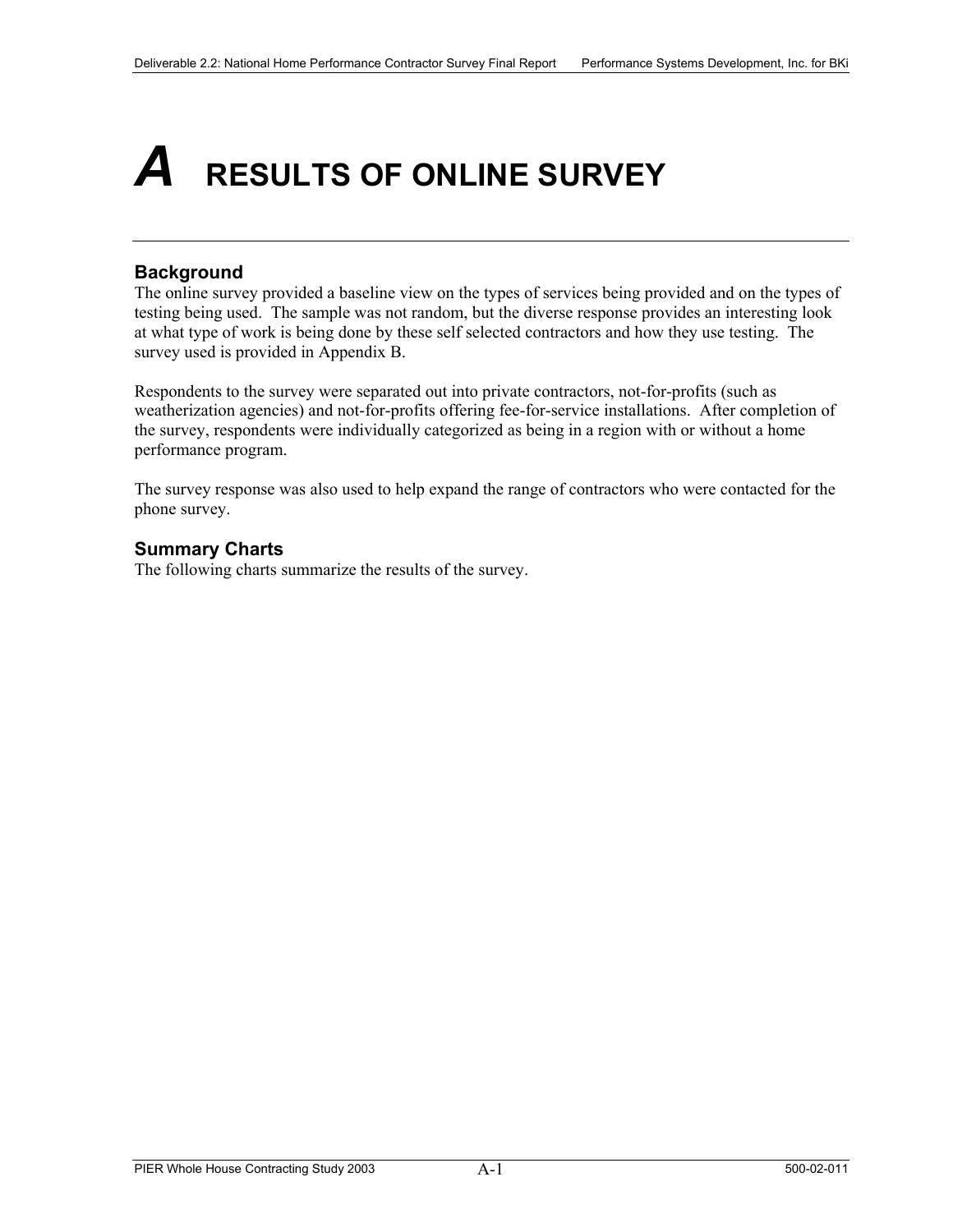# A RESULTS OF ONLINE SURVEY

## Background

The online survey provided a baseline view on the types of services being provided and on the types of testing being used. The sample was not random, but the diverse response provides an interesting look at what type of work is being done by these self selected contractors and how they use testing. The survey used is provided in Appendix B.

Respondents to the survey were separated out into private contractors, not-for-profits (such as weatherization agencies) and not-for-profits offering fee-for-service installations. After completion of the survey, respondents were individually categorized as being in a region with or without a home performance program.

The survey response was also used to help expand the range of contractors who were contacted for the phone survey.

## Summary Charts

The following charts summarize the results of the survey.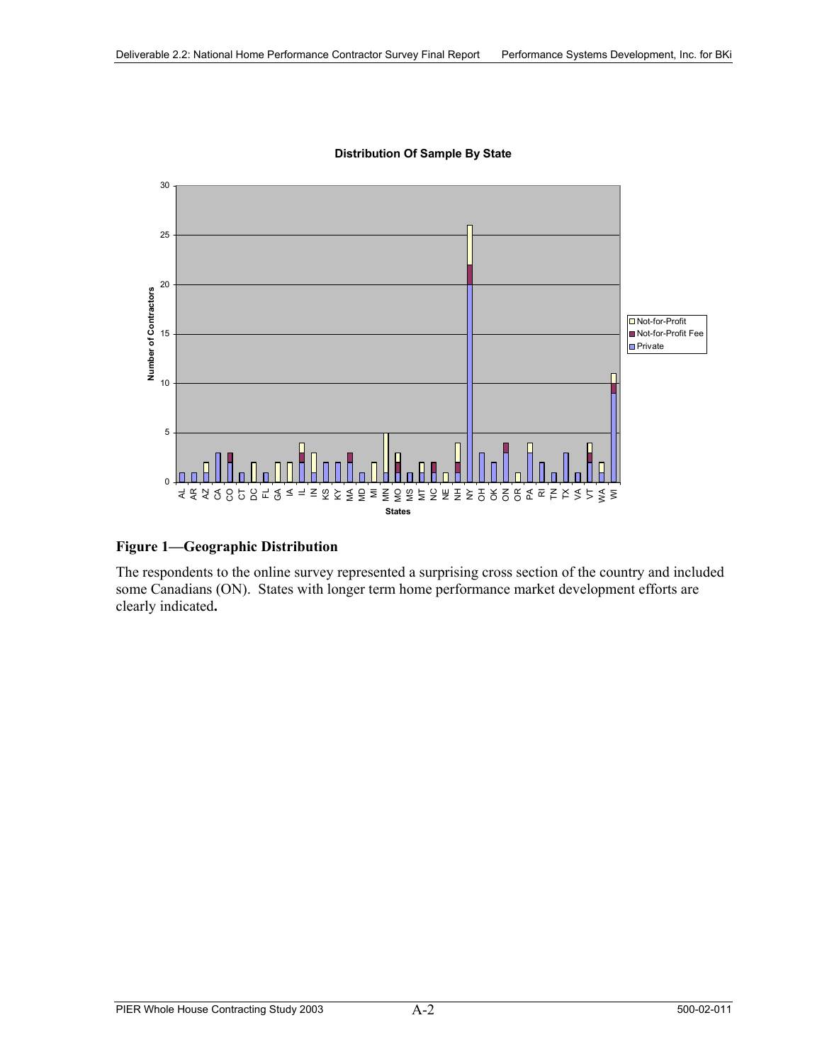**Distribution Of Sample By State**

**Figure 1—Geographic Distribution**

The respondents to the online survey represented a surprising cross section of the country and included some Canadians (ON). States with longer term home performance market development efforts are clearly indicated**.**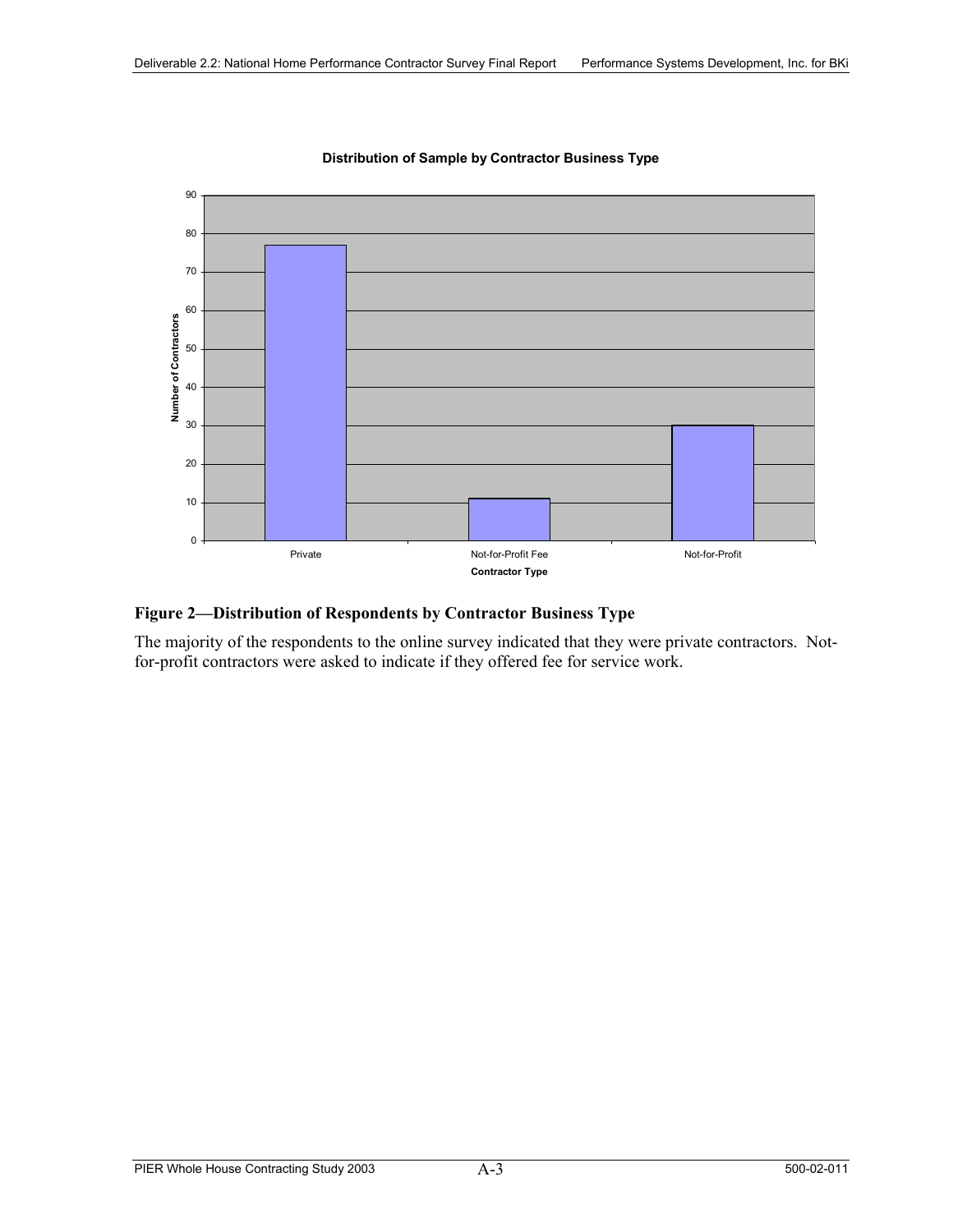**Distribution of Sample by Contractor Business Type**

| Contractor Type | Number of Contractors |
|---|---|
| Private | 77 |
| Not-for-Profit Fee | 11 |
| Not-for-Profit | 30 |

**Figure 2—Distribution of Respondents by Contractor Business Type**

The majority of the respondents to the online survey indicated that they were private contractors. Not-for-profit contractors were asked to indicate if they offered fee for service work.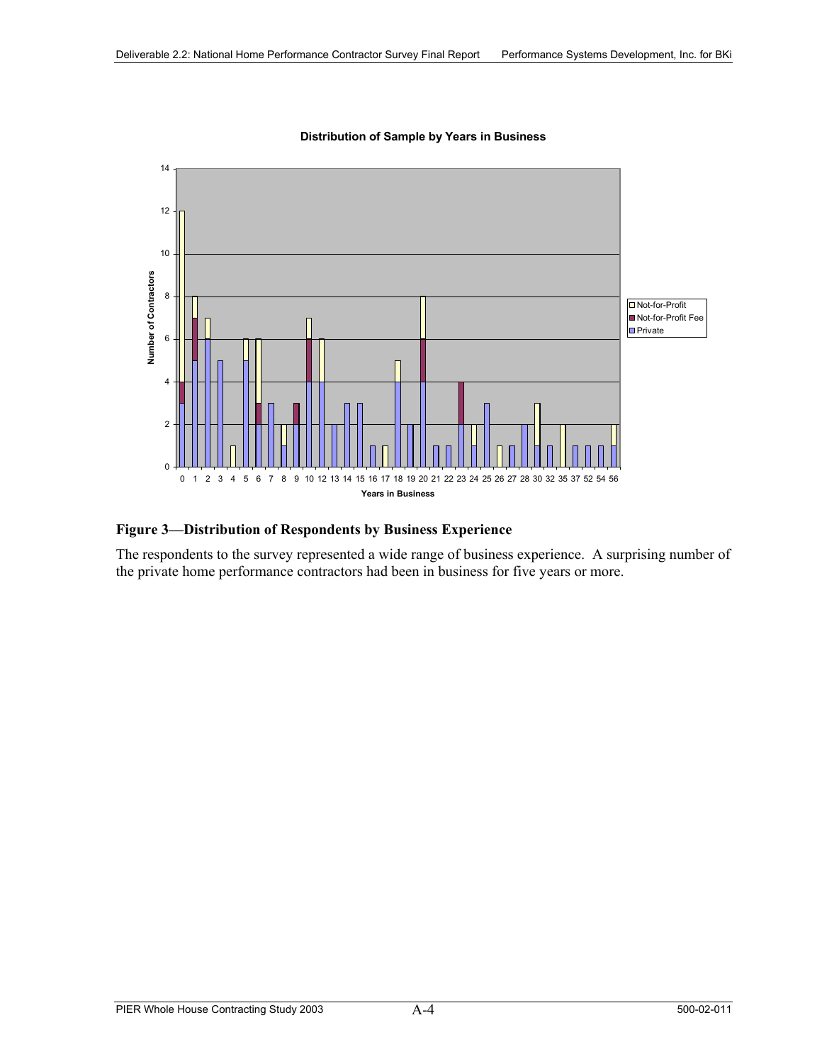**Distribution of Sample by Years in Business**

**Figure 3—Distribution of Respondents by Business Experience**

The respondents to the survey represented a wide range of business experience. A surprising number of the private home performance contractors had been in business for five years or more.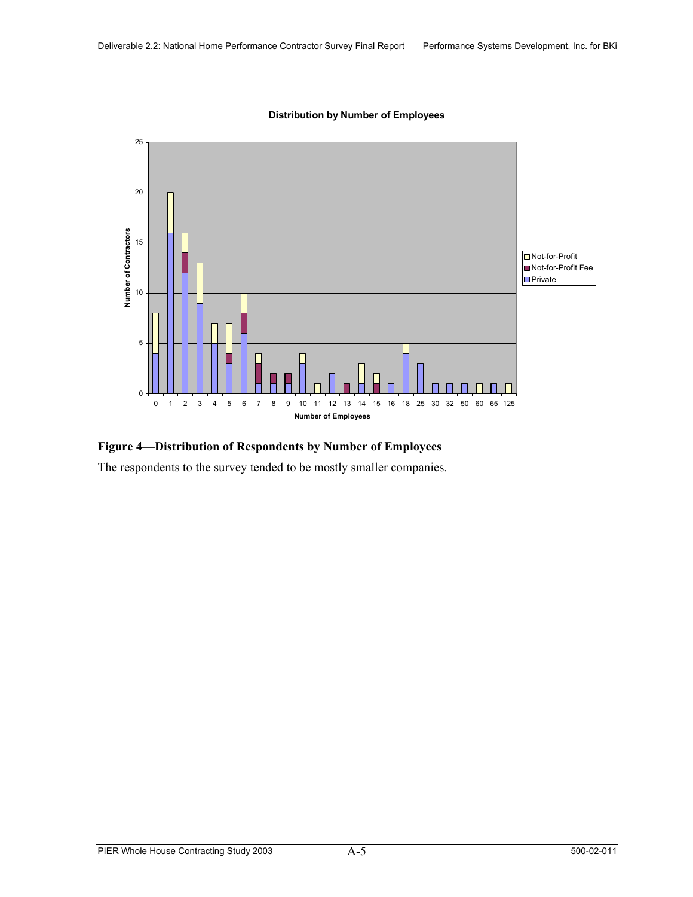**Figure 4—Distribution of Respondents by Number of Employees**

The respondents to the survey tended to be mostly smaller companies.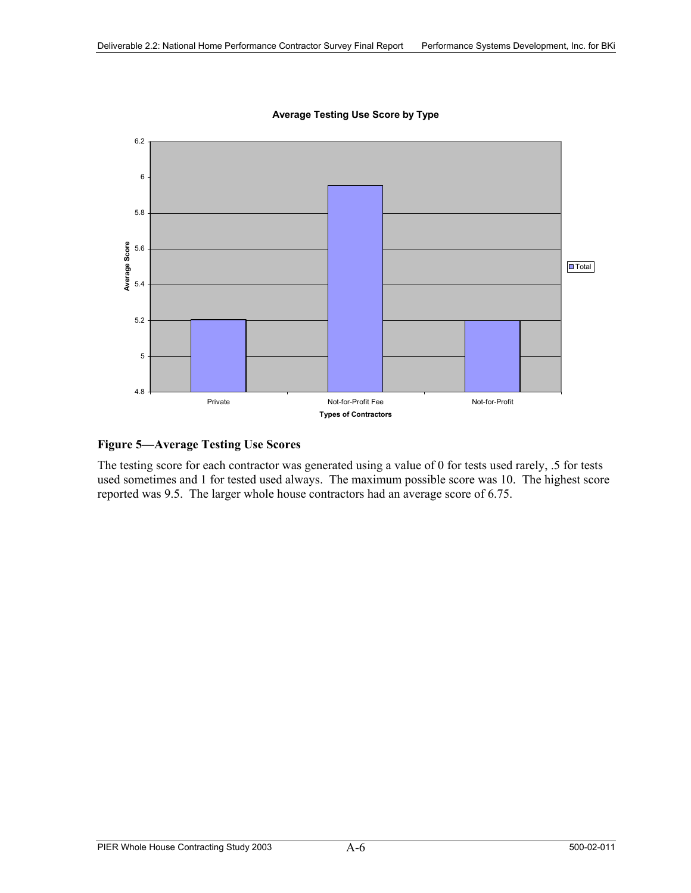**Figure 5—Average Testing Use Scores**

The testing score for each contractor was generated using a value of 0 for tests used rarely, .5 for tests used sometimes and 1 for tested used always. The maximum possible score was 10. The highest score reported was 9.5. The larger whole house contractors had an average score of 6.75.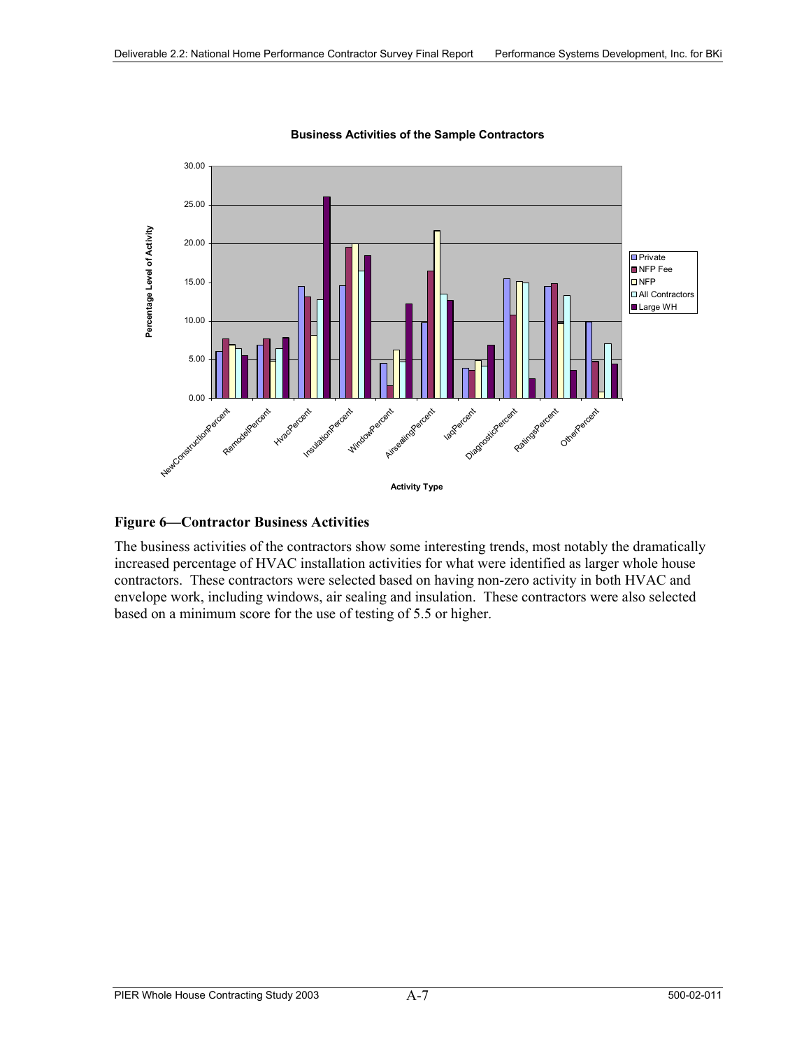**Business Activities of the Sample Contractors**

**Figure 6—Contractor Business Activities**

The business activities of the contractors show some interesting trends, most notably the dramatically increased percentage of HVAC installation activities for what were identified as larger whole house contractors. These contractors were selected based on having non-zero activity in both HVAC and envelope work, including windows, air sealing and insulation. These contractors were also selected based on a minimum score for the use of testing of 5.5 or higher.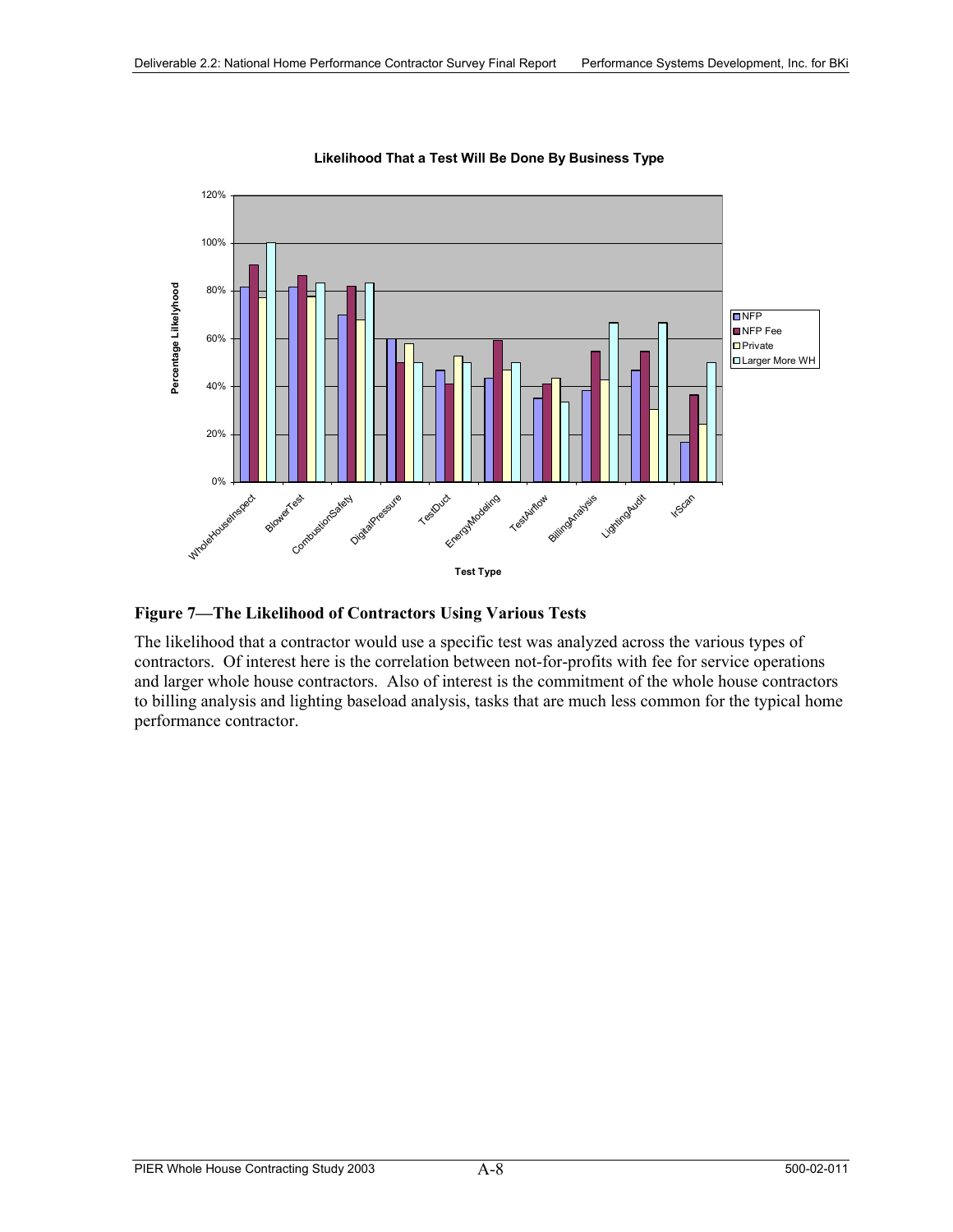**Likelihood That a Test Will Be Done By Business Type**

## Figure 7—The Likelihood of Contractors Using Various Tests

The likelihood that a contractor would use a specific test was analyzed across the various types of contractors. Of interest here is the correlation between not-for-profits with fee for service operations and larger whole house contractors. Also of interest is the commitment of the whole house contractors to billing analysis and lighting baseload analysis, tasks that are much less common for the typical home performance contractor.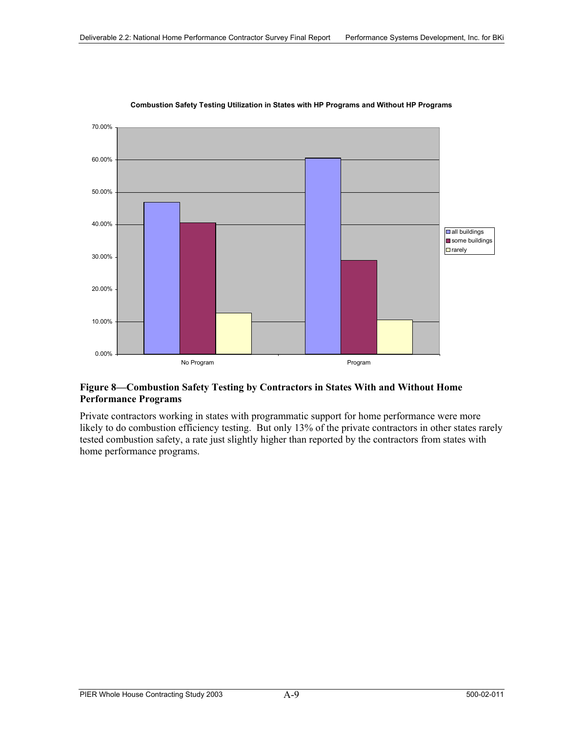**Combustion Safety Testing Utilization in States with HP Programs and Without HP Programs**

**Figure 8—Combustion Safety Testing by Contractors in States With and Without Home Performance Programs**

Private contractors working in states with programmatic support for home performance were more likely to do combustion efficiency testing. But only 13% of the private contractors in other states rarely tested combustion safety, a rate just slightly higher than reported by the contractors from states with home performance programs.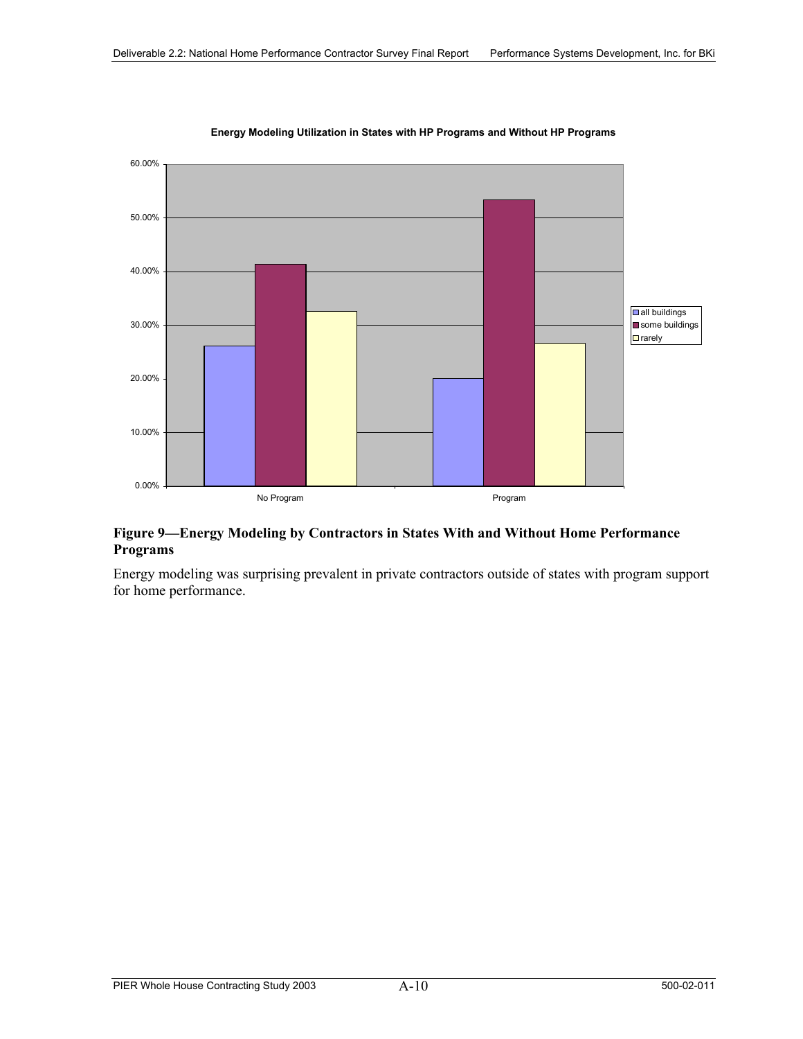**Figure 9—Energy Modeling by Contractors in States With and Without Home Performance Programs**

Energy modeling was surprising prevalent in private contractors outside of states with program support for home performance.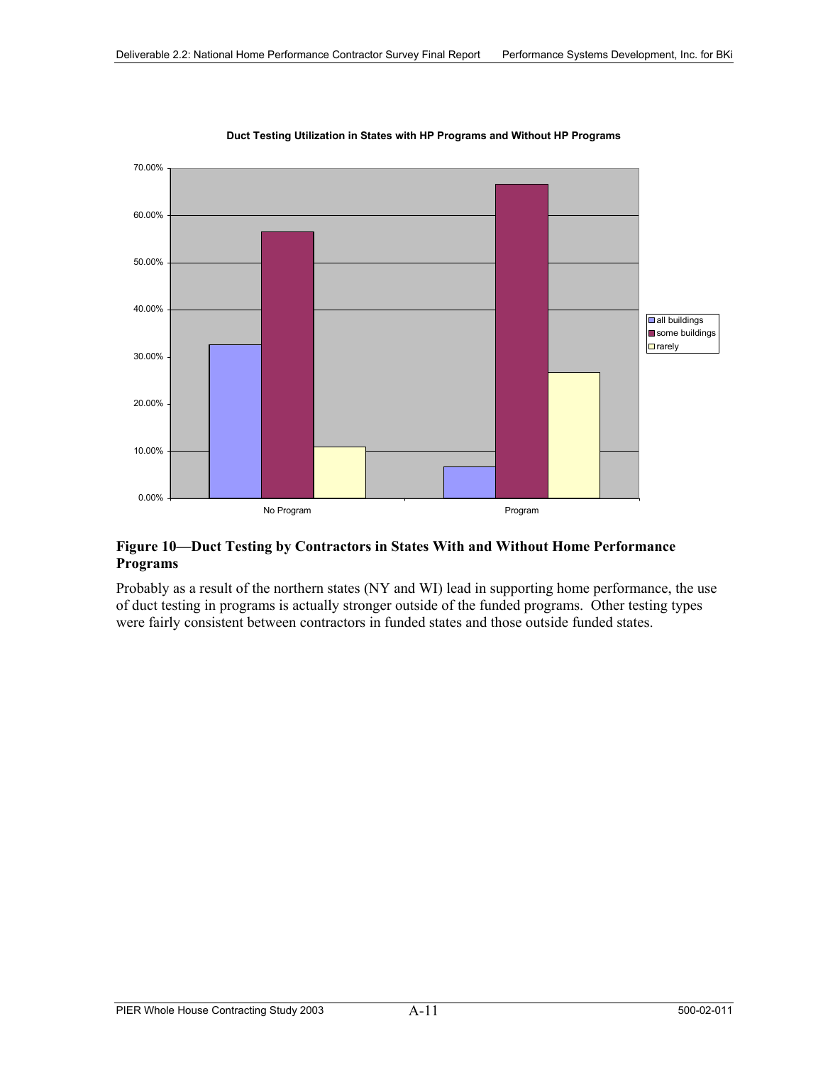**Duct Testing Utilization in States with HP Programs and Without HP Programs**

**Figure 10—Duct Testing by Contractors in States With and Without Home Performance Programs**

Probably as a result of the northern states (NY and WI) lead in supporting home performance, the use of duct testing in programs is actually stronger outside of the funded programs. Other testing types were fairly consistent between contractors in funded states and those outside funded states.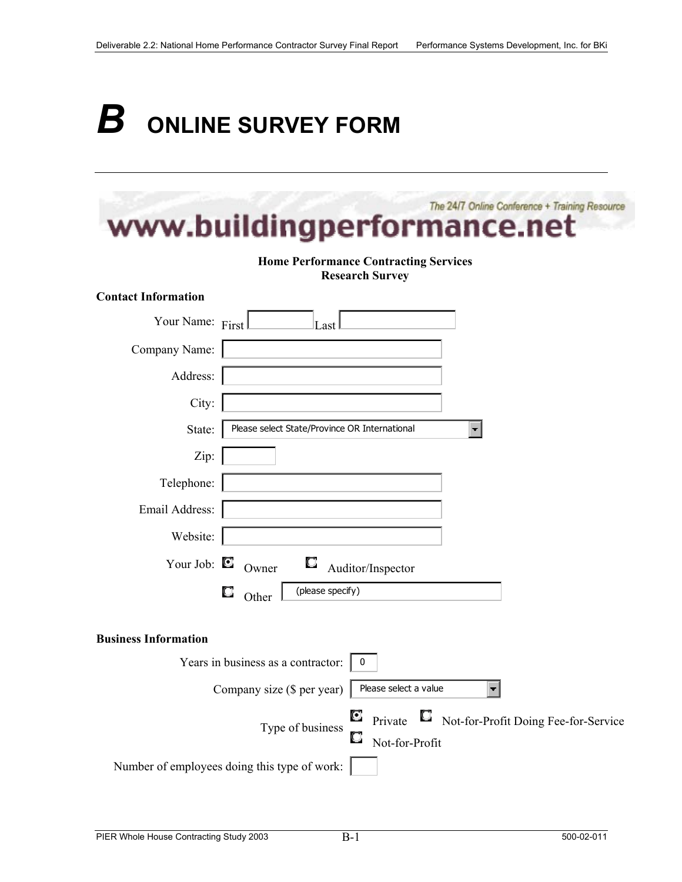# B ONLINE SURVEY FORM

www.buildingperformance.net

The 24/7 Online Conference + Training Resource

**Home Performance Contracting Services**
**Research Survey**

**Contact Information**

Your Name: First [ ] Last [ ]

Company Name: [ ]

Address: [ ]

City: [ ]

State: [Please select State/Province OR International ▾]

Zip: [ ]

Telephone: [ ]

Email Address: [ ]

Website: [ ]

Your Job: ◉ Owner ○ Auditor/Inspector

○ Other [(please specify)]

**Business Information**

Years in business as a contractor: [0]

Company size ($ per year) [Please select a value ▾]

Type of business ◉ Private ○ Not-for-Profit Doing Fee-for-Service ○ Not-for-Profit

Number of employees doing this type of work: [ ]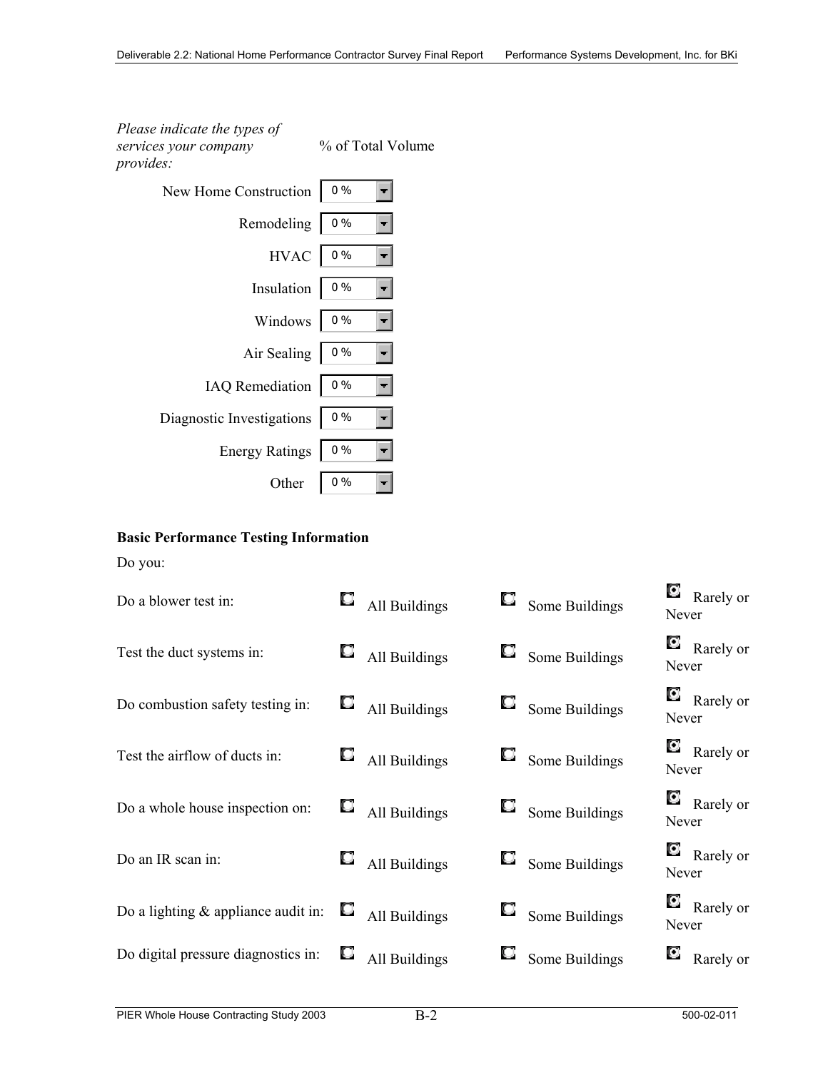| *Please indicate the types of services your company provides:* | % of Total Volume |
|---|---|
| New Home Construction | 0 % |
| Remodeling | 0 % |
| HVAC | 0 % |
| Insulation | 0 % |
| Windows | 0 % |
| Air Sealing | 0 % |
| IAQ Remediation | 0 % |
| Diagnostic Investigations | 0 % |
| Energy Ratings | 0 % |
| Other | 0 % |

**Basic Performance Testing Information**

Do you:

| | | | |
|---|---|---|---|
| Do a blower test in: | All Buildings | Some Buildings | Rarely or Never |
| Test the duct systems in: | All Buildings | Some Buildings | Rarely or Never |
| Do combustion safety testing in: | All Buildings | Some Buildings | Rarely or Never |
| Test the airflow of ducts in: | All Buildings | Some Buildings | Rarely or Never |
| Do a whole house inspection on: | All Buildings | Some Buildings | Rarely or Never |
| Do an IR scan in: | All Buildings | Some Buildings | Rarely or Never |
| Do a lighting & appliance audit in: | All Buildings | Some Buildings | Rarely or Never |
| Do digital pressure diagnostics in: | All Buildings | Some Buildings | Rarely or |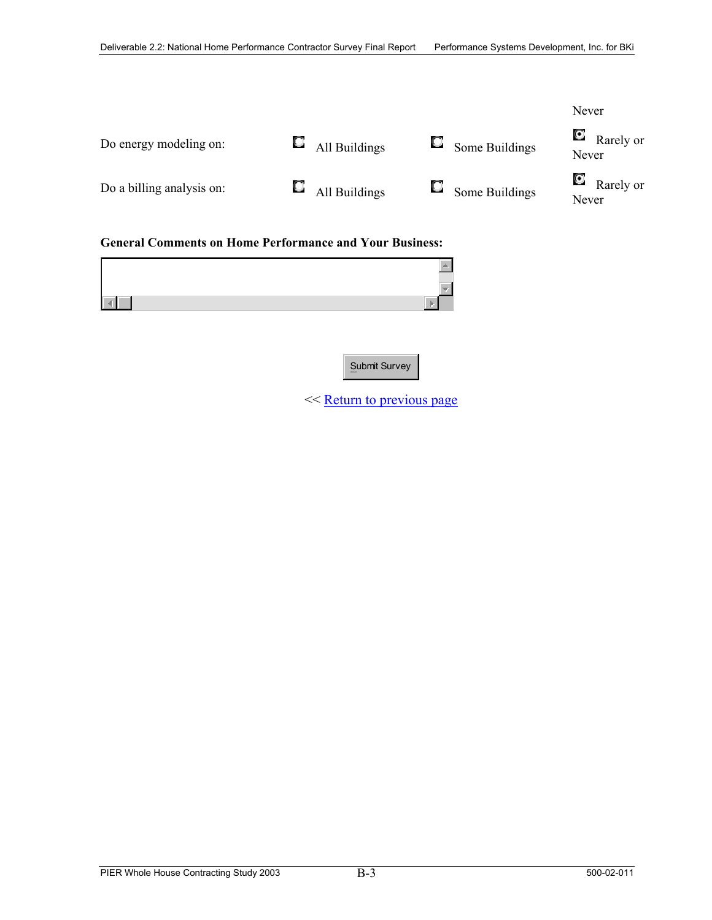Never

| | | | |
|---|---|---|---|
| Do energy modeling on: | ◯ All Buildings | ◯ Some Buildings | ◉ Rarely or Never |
| Do a billing analysis on: | ◯ All Buildings | ◯ Some Buildings | ◉ Rarely or Never |

**General Comments on Home Performance and Your Business:**

Submit Survey

<< Return to previous page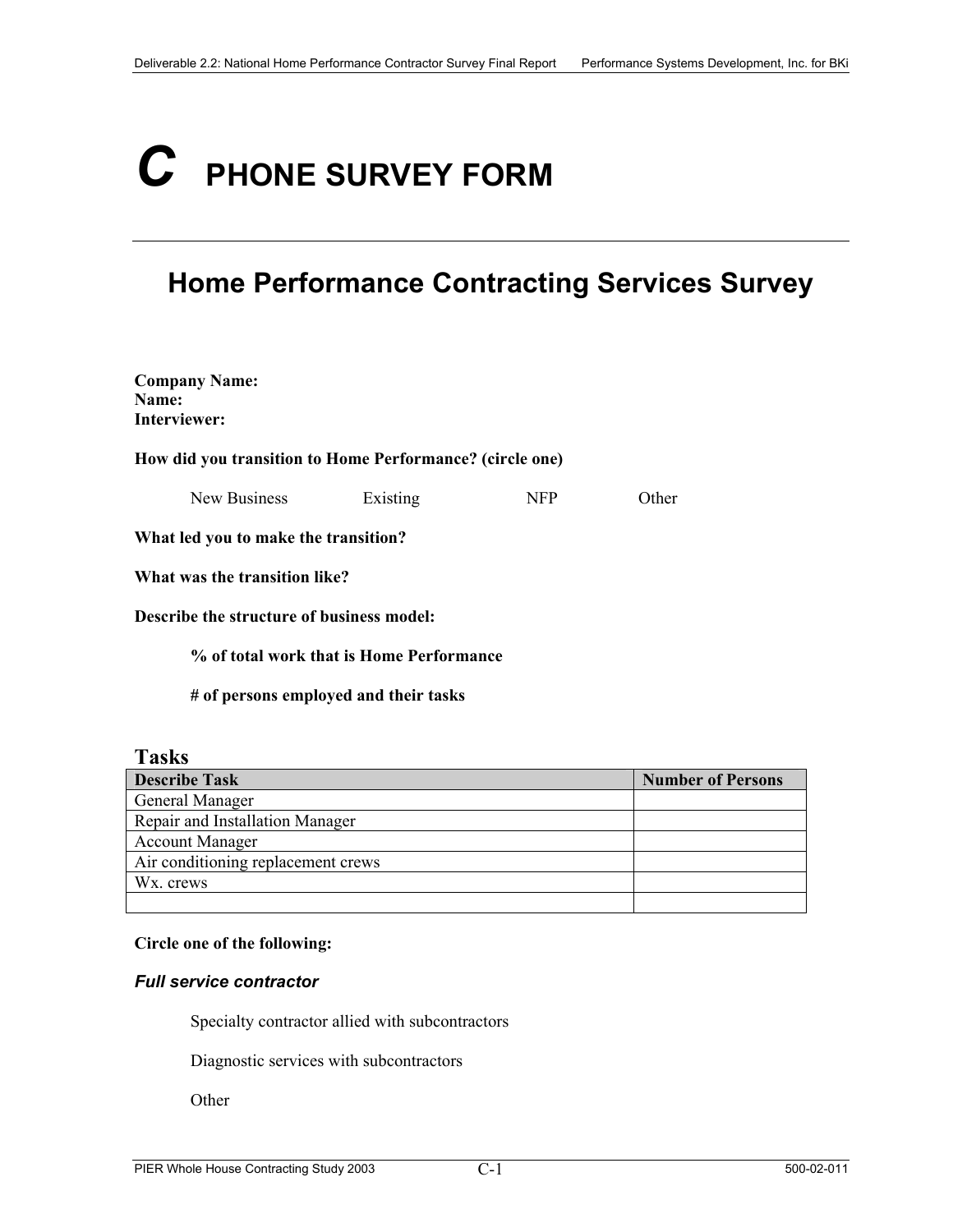# C PHONE SURVEY FORM

## Home Performance Contracting Services Survey

**Company Name:**
**Name:**
**Interviewer:**

**How did you transition to Home Performance? (circle one)**

New Business Existing NFP Other

**What led you to make the transition?**

**What was the transition like?**

**Describe the structure of business model:**

**% of total work that is Home Performance**

**# of persons employed and their tasks**

### Tasks

| Describe Task | Number of Persons |
|---|---|
| General Manager | |
| Repair and Installation Manager | |
| Account Manager | |
| Air conditioning replacement crews | |
| Wx. crews | |
| | |

**Circle one of the following:**

***Full service contractor***

Specialty contractor allied with subcontractors

Diagnostic services with subcontractors

Other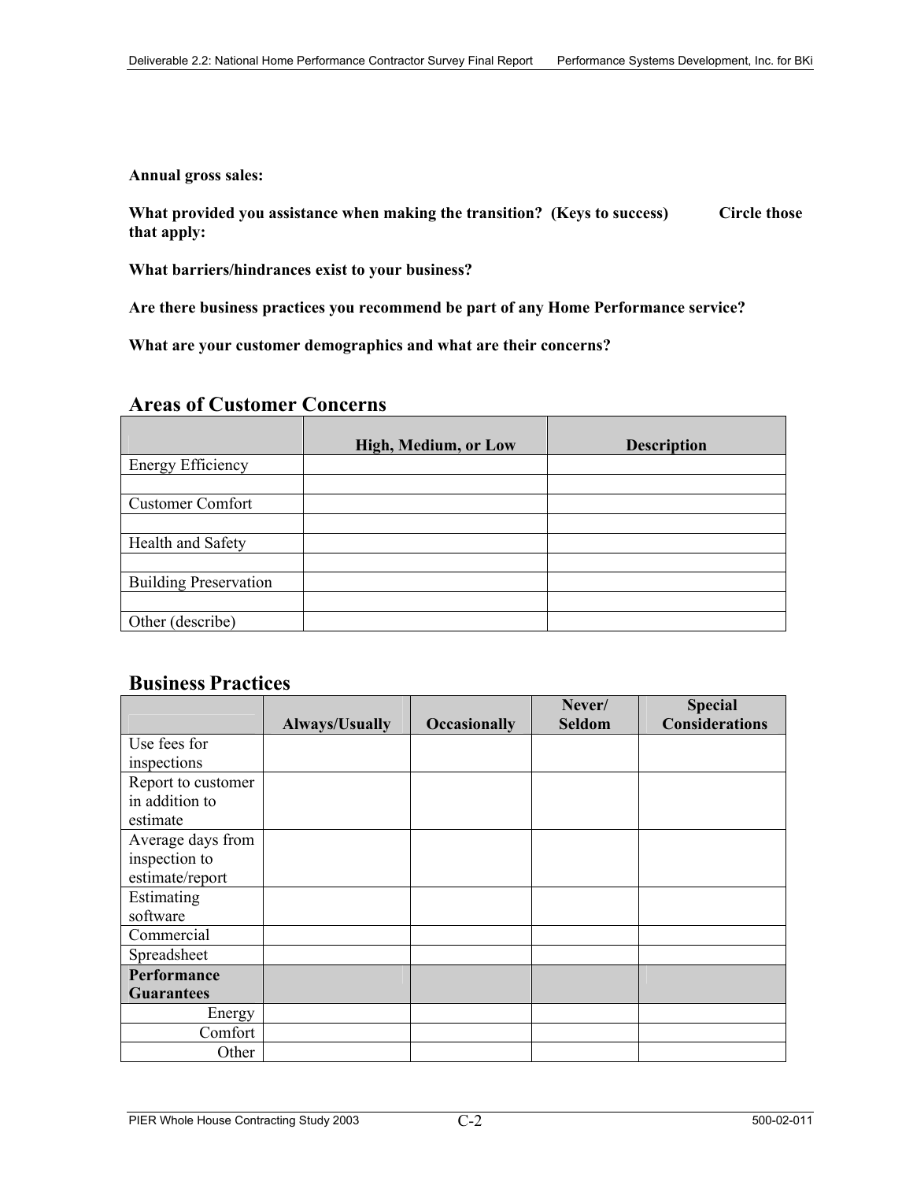**Annual gross sales:**

**What provided you assistance when making the transition? (Keys to success) Circle those that apply:**

**What barriers/hindrances exist to your business?**

**Are there business practices you recommend be part of any Home Performance service?**

**What are your customer demographics and what are their concerns?**

## Areas of Customer Concerns

| | High, Medium, or Low | Description |
|---|---|---|
| Energy Efficiency | | |
| | | |
| Customer Comfort | | |
| | | |
| Health and Safety | | |
| | | |
| Building Preservation | | |
| | | |
| Other (describe) | | |

## Business Practices

| | Always/Usually | Occasionally | Never/ Seldom | Special Considerations |
|---|---|---|---|---|
| Use fees for inspections | | | | |
| Report to customer in addition to estimate | | | | |
| Average days from inspection to estimate/report | | | | |
| Estimating software | | | | |
| Commercial | | | | |
| Spreadsheet | | | | |
| **Performance Guarantees** | | | | |
| Energy | | | | |
| Comfort | | | | |
| Other | | | | |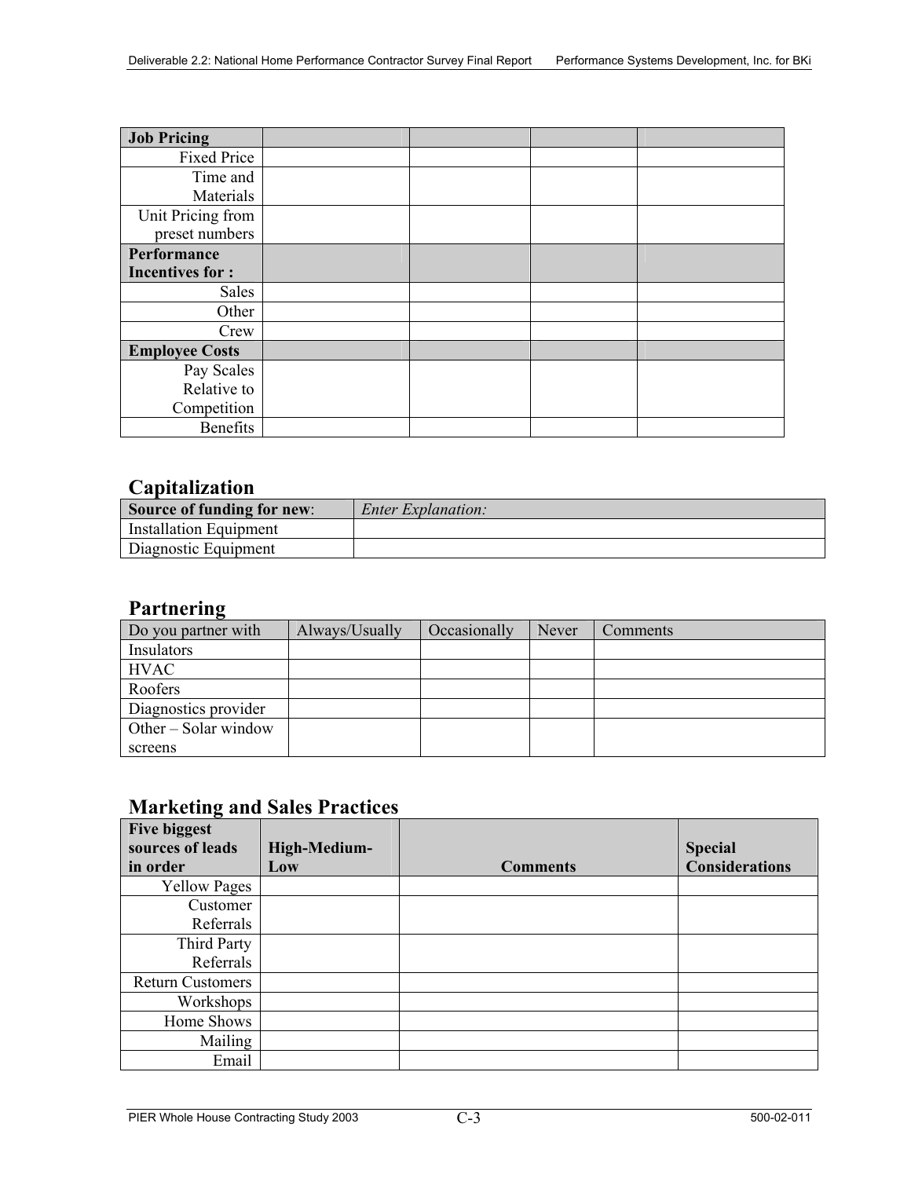| Job Pricing | | | | |
|---|---|---|---|---|
| Fixed Price | | | | |
| Time and Materials | | | | |
| Unit Pricing from preset numbers | | | | |
| **Performance Incentives for :** | | | | |
| Sales | | | | |
| Other | | | | |
| Crew | | | | |
| **Employee Costs** | | | | |
| Pay Scales Relative to Competition | | | | |
| Benefits | | | | |

## Capitalization

| **Source of funding for new**: | *Enter Explanation:* |
|---|---|
| Installation Equipment | |
| Diagnostic Equipment | |

## Partnering

| Do you partner with | Always/Usually | Occasionally | Never | Comments |
|---|---|---|---|---|
| Insulators | | | | |
| HVAC | | | | |
| Roofers | | | | |
| Diagnostics provider | | | | |
| Other – Solar window screens | | | | |

## Marketing and Sales Practices

| Five biggest sources of leads in order | High-Medium-Low | Comments | Special Considerations |
|---|---|---|---|
| Yellow Pages | | | |
| Customer Referrals | | | |
| Third Party Referrals | | | |
| Return Customers | | | |
| Workshops | | | |
| Home Shows | | | |
| Mailing | | | |
| Email | | | |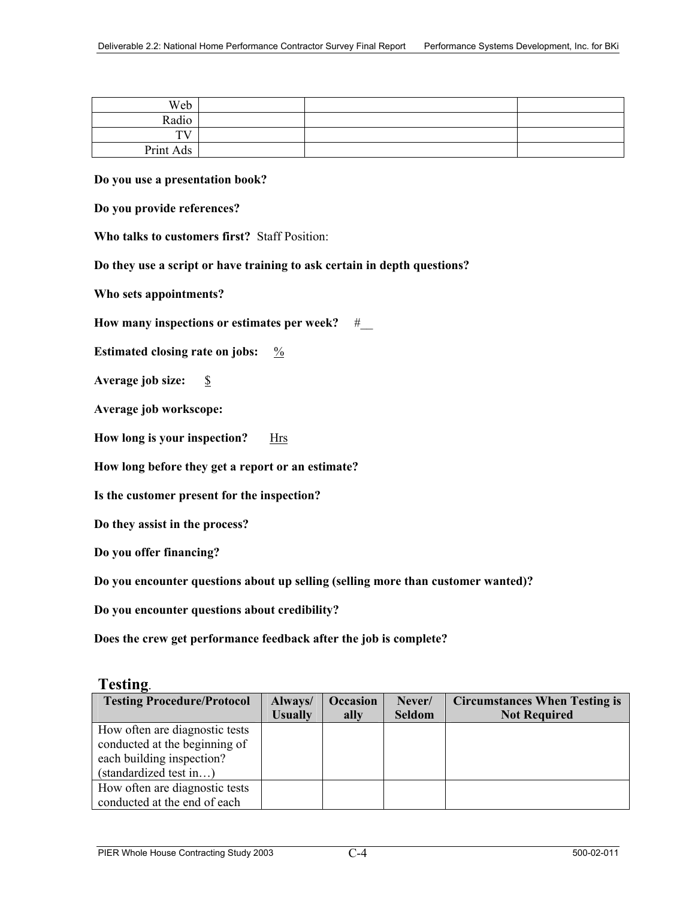| | | | |
|---|---|---|---|
| Web | | | |
| Radio | | | |
| TV | | | |
| Print Ads | | | |

**Do you use a presentation book?**

**Do you provide references?**

**Who talks to customers first?** Staff Position:

**Do they use a script or have training to ask certain in depth questions?**

**Who sets appointments?**

**How many inspections or estimates per week?** #__

**Estimated closing rate on jobs:** %

**Average job size:** $

**Average job workscope:**

**How long is your inspection?** Hrs

**How long before they get a report or an estimate?**

**Is the customer present for the inspection?**

**Do they assist in the process?**

**Do you offer financing?**

**Do you encounter questions about up selling (selling more than customer wanted)?**

**Do you encounter questions about credibility?**

**Does the crew get performance feedback after the job is complete?**

## Testing.

| Testing Procedure/Protocol | Always/ Usually | Occasion ally | Never/ Seldom | Circumstances When Testing is Not Required |
|---|---|---|---|---|
| How often are diagnostic tests conducted at the beginning of each building inspection? (standardized test in…) | | | | |
| How often are diagnostic tests conducted at the end of each | | | | |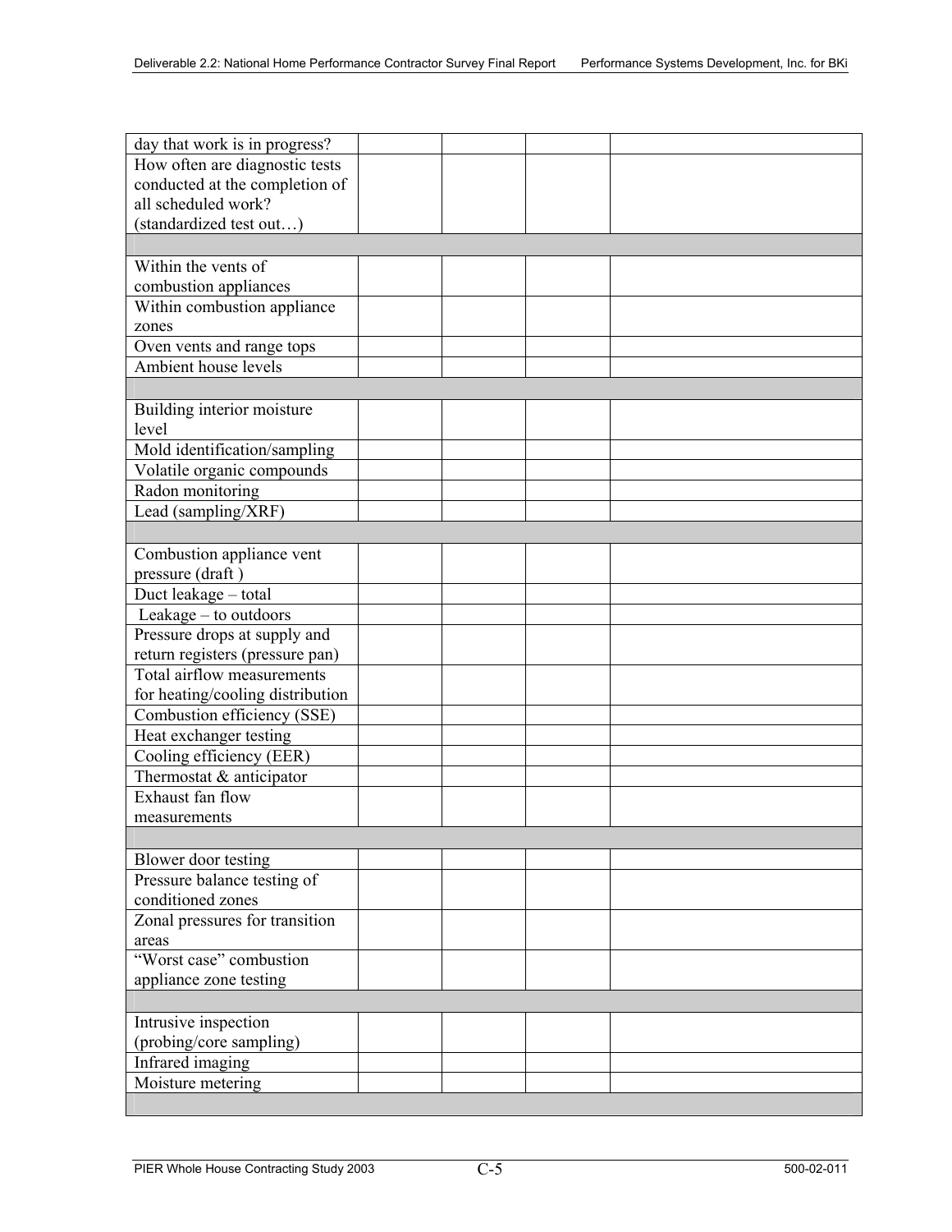| | | | | |
|---|---|---|---|---|
| day that work is in progress? | | | | |
| How often are diagnostic tests conducted at the completion of all scheduled work? (standardized test out…) | | | | |
| | | | | |
| Within the vents of combustion appliances | | | | |
| Within combustion appliance zones | | | | |
| Oven vents and range tops | | | | |
| Ambient house levels | | | | |
| | | | | |
| Building interior moisture level | | | | |
| Mold identification/sampling | | | | |
| Volatile organic compounds | | | | |
| Radon monitoring | | | | |
| Lead (sampling/XRF) | | | | |
| | | | | |
| Combustion appliance vent pressure (draft ) | | | | |
| Duct leakage – total | | | | |
| Leakage – to outdoors | | | | |
| Pressure drops at supply and return registers (pressure pan) | | | | |
| Total airflow measurements for heating/cooling distribution | | | | |
| Combustion efficiency (SSE) | | | | |
| Heat exchanger testing | | | | |
| Cooling efficiency (EER) | | | | |
| Thermostat & anticipator | | | | |
| Exhaust fan flow measurements | | | | |
| | | | | |
| Blower door testing | | | | |
| Pressure balance testing of conditioned zones | | | | |
| Zonal pressures for transition areas | | | | |
| "Worst case" combustion appliance zone testing | | | | |
| | | | | |
| Intrusive inspection (probing/core sampling) | | | | |
| Infrared imaging | | | | |
| Moisture metering | | | | |
| | | | | |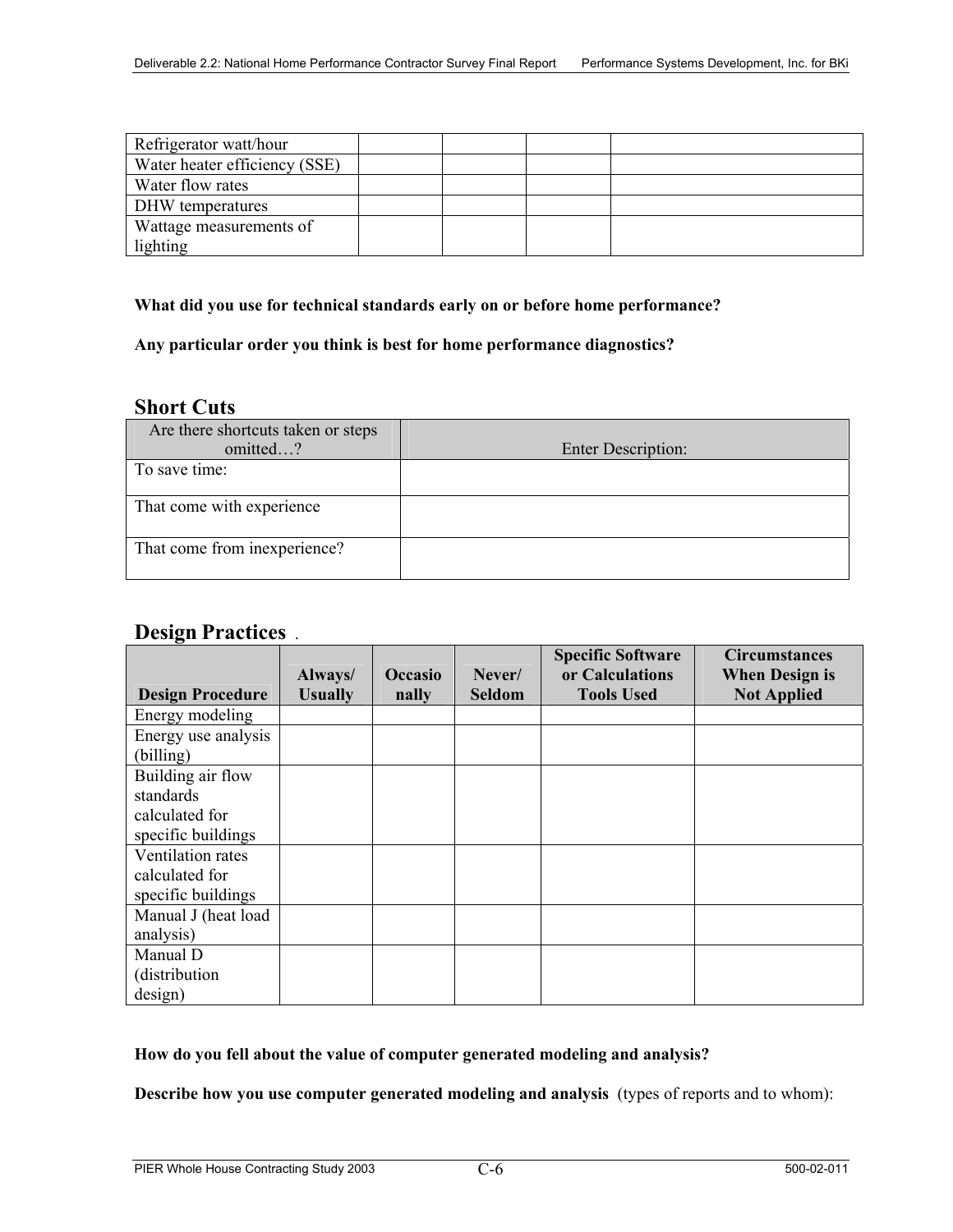| | | | | |
|---|---|---|---|---|
| Refrigerator watt/hour | | | | |
| Water heater efficiency (SSE) | | | | |
| Water flow rates | | | | |
| DHW temperatures | | | | |
| Wattage measurements of lighting | | | | |

**What did you use for technical standards early on or before home performance?**

**Any particular order you think is best for home performance diagnostics?**

## Short Cuts

| Are there shortcuts taken or steps omitted…? | Enter Description: |
|---|---|
| To save time: | |
| That come with experience | |
| That come from inexperience? | |

## Design Practices .

| Design Procedure | Always/ Usually | Occasionally | Never/ Seldom | Specific Software or Calculations Tools Used | Circumstances When Design is Not Applied |
|---|---|---|---|---|---|
| Energy modeling | | | | | |
| Energy use analysis (billing) | | | | | |
| Building air flow standards calculated for specific buildings | | | | | |
| Ventilation rates calculated for specific buildings | | | | | |
| Manual J (heat load analysis) | | | | | |
| Manual D (distribution design) | | | | | |

**How do you fell about the value of computer generated modeling and analysis?**

**Describe how you use computer generated modeling and analysis** (types of reports and to whom):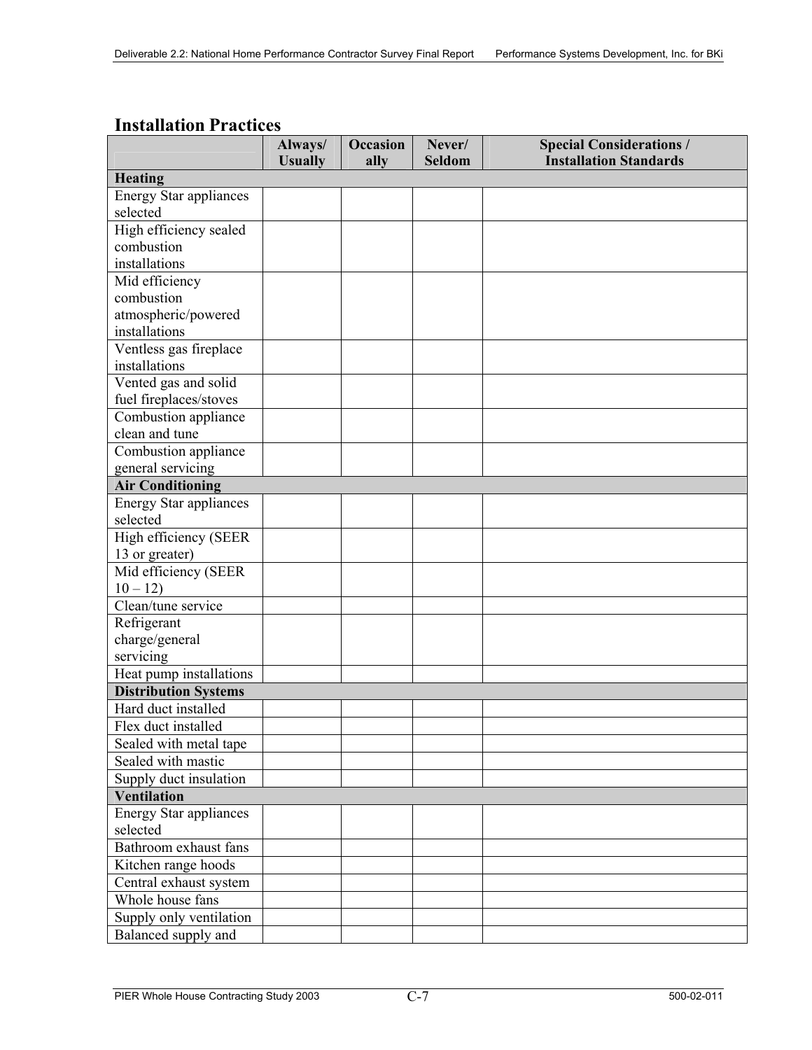## Installation Practices

| | Always/ Usually | Occasionally | Never/ Seldom | Special Considerations / Installation Standards |
|---|---|---|---|---|
| **Heating** | | | | |
| Energy Star appliances selected | | | | |
| High efficiency sealed combustion installations | | | | |
| Mid efficiency combustion atmospheric/powered installations | | | | |
| Ventless gas fireplace installations | | | | |
| Vented gas and solid fuel fireplaces/stoves | | | | |
| Combustion appliance clean and tune | | | | |
| Combustion appliance general servicing | | | | |
| **Air Conditioning** | | | | |
| Energy Star appliances selected | | | | |
| High efficiency (SEER 13 or greater) | | | | |
| Mid efficiency (SEER 10 – 12) | | | | |
| Clean/tune service | | | | |
| Refrigerant charge/general servicing | | | | |
| Heat pump installations | | | | |
| **Distribution Systems** | | | | |
| Hard duct installed | | | | |
| Flex duct installed | | | | |
| Sealed with metal tape | | | | |
| Sealed with mastic | | | | |
| Supply duct insulation | | | | |
| **Ventilation** | | | | |
| Energy Star appliances selected | | | | |
| Bathroom exhaust fans | | | | |
| Kitchen range hoods | | | | |
| Central exhaust system | | | | |
| Whole house fans | | | | |
| Supply only ventilation | | | | |
| Balanced supply and | | | | |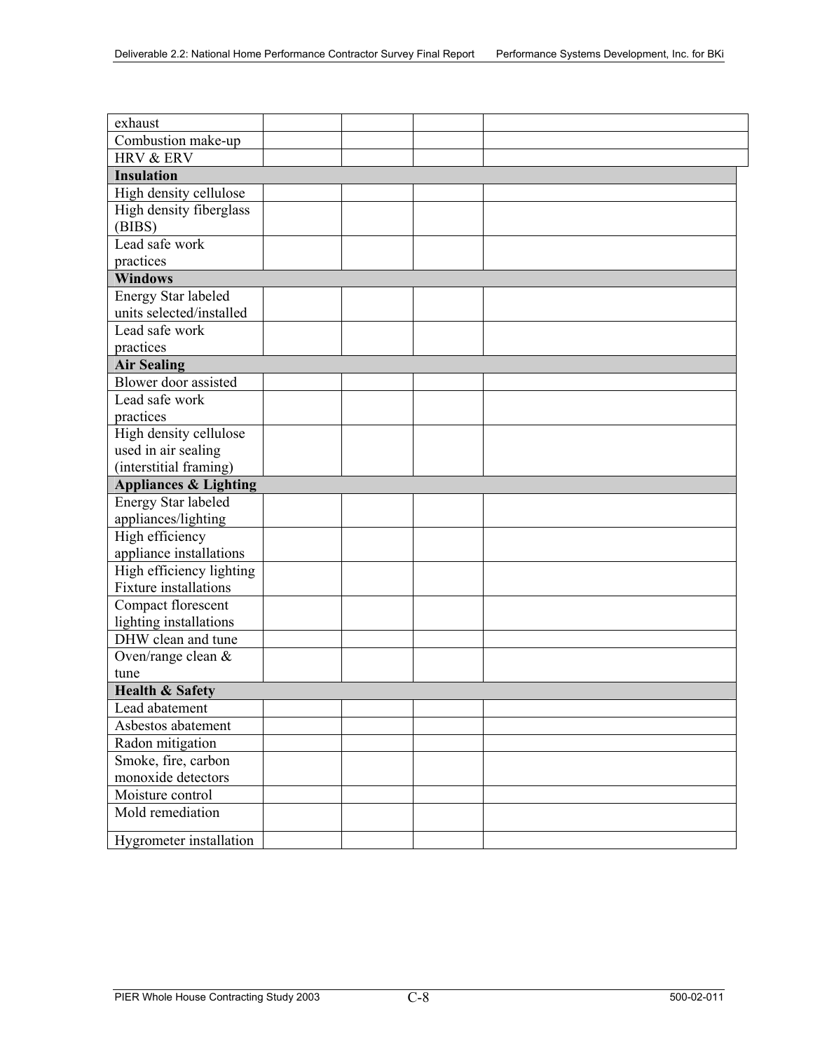| | | | | |
|---|---|---|---|---|
| exhaust | | | | |
| Combustion make-up | | | | |
| HRV & ERV | | | | |
| **Insulation** | | | | |
| High density cellulose | | | | |
| High density fiberglass (BIBS) | | | | |
| Lead safe work practices | | | | |
| **Windows** | | | | |
| Energy Star labeled units selected/installed | | | | |
| Lead safe work practices | | | | |
| **Air Sealing** | | | | |
| Blower door assisted | | | | |
| Lead safe work practices | | | | |
| High density cellulose used in air sealing (interstitial framing) | | | | |
| **Appliances & Lighting** | | | | |
| Energy Star labeled appliances/lighting | | | | |
| High efficiency appliance installations | | | | |
| High efficiency lighting Fixture installations | | | | |
| Compact florescent lighting installations | | | | |
| DHW clean and tune | | | | |
| Oven/range clean & tune | | | | |
| **Health & Safety** | | | | |
| Lead abatement | | | | |
| Asbestos abatement | | | | |
| Radon mitigation | | | | |
| Smoke, fire, carbon monoxide detectors | | | | |
| Moisture control | | | | |
| Mold remediation | | | | |
| Hygrometer installation | | | | |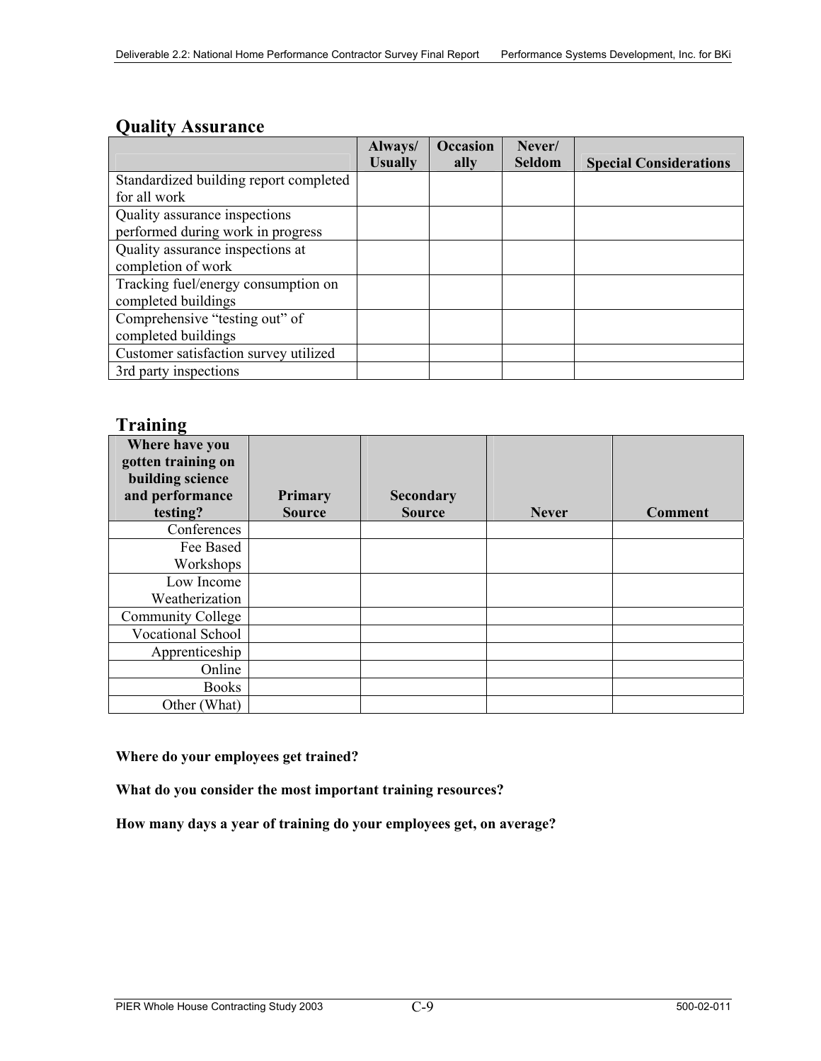## Quality Assurance

| | Always/ Usually | Occasion ally | Never/ Seldom | Special Considerations |
|---|---|---|---|---|
| Standardized building report completed for all work | | | | |
| Quality assurance inspections performed during work in progress | | | | |
| Quality assurance inspections at completion of work | | | | |
| Tracking fuel/energy consumption on completed buildings | | | | |
| Comprehensive "testing out" of completed buildings | | | | |
| Customer satisfaction survey utilized | | | | |
| 3rd party inspections | | | | |

## Training

| Where have you gotten training on building science and performance testing? | Primary Source | Secondary Source | Never | Comment |
|---|---|---|---|---|
| Conferences | | | | |
| Fee Based Workshops | | | | |
| Low Income Weatherization | | | | |
| Community College | | | | |
| Vocational School | | | | |
| Apprenticeship | | | | |
| Online | | | | |
| Books | | | | |
| Other (What) | | | | |

**Where do your employees get trained?**

**What do you consider the most important training resources?**

**How many days a year of training do your employees get, on average?**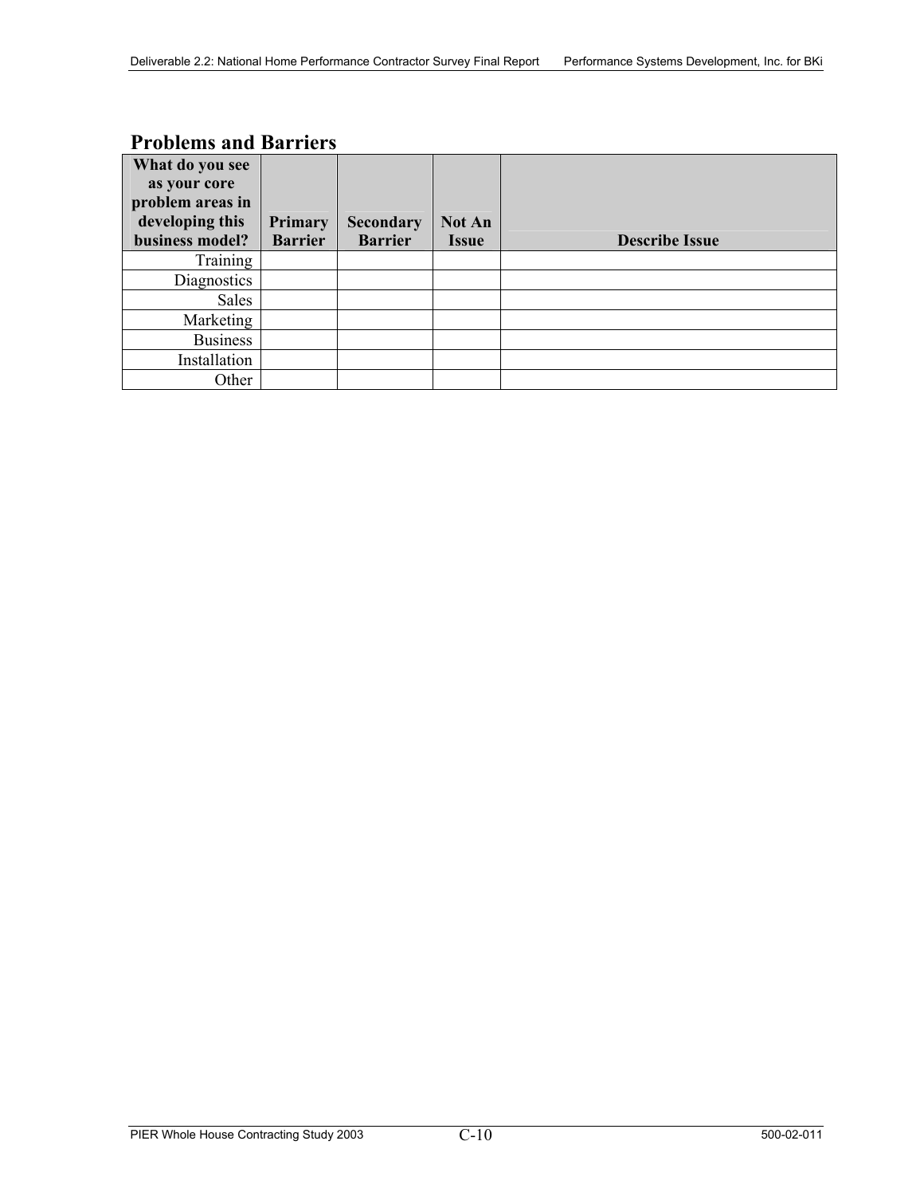## Problems and Barriers

| What do you see as your core problem areas in developing this business model? | Primary Barrier | Secondary Barrier | Not An Issue | Describe Issue |
|---|---|---|---|---|
| Training | | | | |
| Diagnostics | | | | |
| Sales | | | | |
| Marketing | | | | |
| Business | | | | |
| Installation | | | | |
| Other | | | | |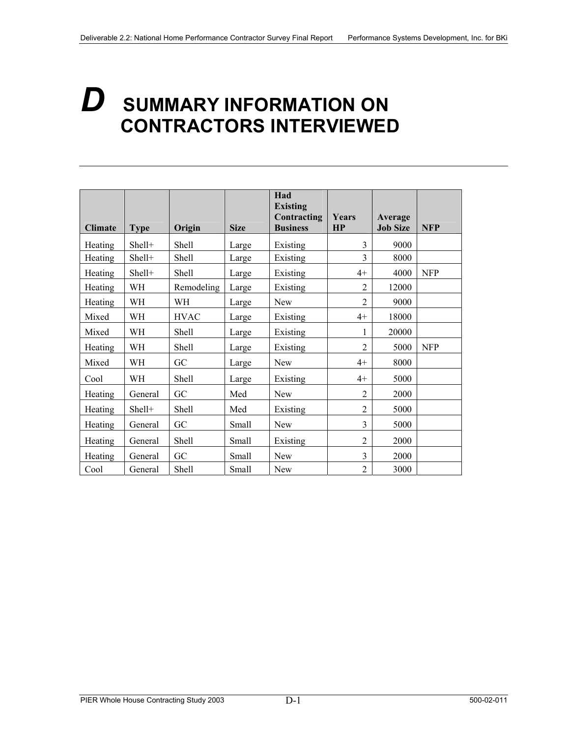# D SUMMARY INFORMATION ON CONTRACTORS INTERVIEWED

| Climate | Type | Origin | Size | Had Existing Contracting Business | Years HP | Average Job Size | NFP |
|---|---|---|---|---|---|---|---|
| Heating | Shell+ | Shell | Large | Existing | 3 | 9000 | |
| Heating | Shell+ | Shell | Large | Existing | 3 | 8000 | |
| Heating | Shell+ | Shell | Large | Existing | 4+ | 4000 | NFP |
| Heating | WH | Remodeling | Large | Existing | 2 | 12000 | |
| Heating | WH | WH | Large | New | 2 | 9000 | |
| Mixed | WH | HVAC | Large | Existing | 4+ | 18000 | |
| Mixed | WH | Shell | Large | Existing | 1 | 20000 | |
| Heating | WH | Shell | Large | Existing | 2 | 5000 | NFP |
| Mixed | WH | GC | Large | New | 4+ | 8000 | |
| Cool | WH | Shell | Large | Existing | 4+ | 5000 | |
| Heating | General | GC | Med | New | 2 | 2000 | |
| Heating | Shell+ | Shell | Med | Existing | 2 | 5000 | |
| Heating | General | GC | Small | New | 3 | 5000 | |
| Heating | General | Shell | Small | Existing | 2 | 2000 | |
| Heating | General | GC | Small | New | 3 | 2000 | |
| Cool | General | Shell | Small | New | 2 | 3000 | |